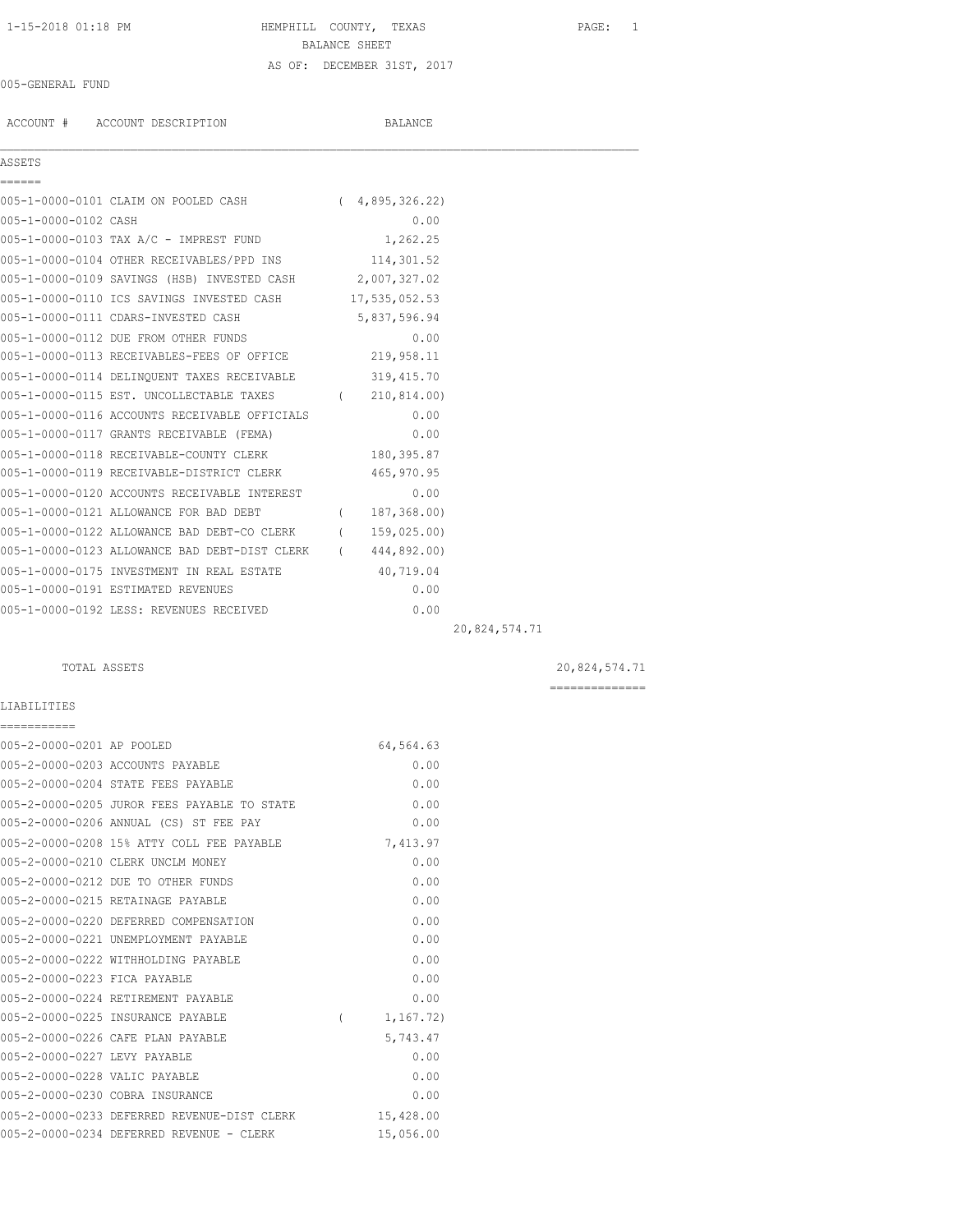HEMPHILL COUNTY, TEXAS

BALANCE SHEET

AS OF: DECEMBER 31ST, 2017

005-GENERAL FUND

| ACCOUNT # | ACCOUNT DESCRIPTION | BALANCE | | |
|---|---|---|---|---|
| **ASSETS** | | | | |
| 005-1-0000-0101 | CLAIM ON POOLED CASH | ( 4,895,326.22) | | |
| 005-1-0000-0102 | CASH | 0.00 | | |
| 005-1-0000-0103 | TAX A/C - IMPREST FUND | 1,262.25 | | |
| 005-1-0000-0104 | OTHER RECEIVABLES/PPD INS | 114,301.52 | | |
| 005-1-0000-0109 | SAVINGS (HSB) INVESTED CASH | 2,007,327.02 | | |
| 005-1-0000-0110 | ICS SAVINGS INVESTED CASH | 17,535,052.53 | | |
| 005-1-0000-0111 | CDARS-INVESTED CASH | 5,837,596.94 | | |
| 005-1-0000-0112 | DUE FROM OTHER FUNDS | 0.00 | | |
| 005-1-0000-0113 | RECEIVABLES-FEES OF OFFICE | 219,958.11 | | |
| 005-1-0000-0114 | DELINQUENT TAXES RECEIVABLE | 319,415.70 | | |
| 005-1-0000-0115 | EST. UNCOLLECTABLE TAXES | ( 210,814.00) | | |
| 005-1-0000-0116 | ACCOUNTS RECEIVABLE OFFICIALS | 0.00 | | |
| 005-1-0000-0117 | GRANTS RECEIVABLE (FEMA) | 0.00 | | |
| 005-1-0000-0118 | RECEIVABLE-COUNTY CLERK | 180,395.87 | | |
| 005-1-0000-0119 | RECEIVABLE-DISTRICT CLERK | 465,970.95 | | |
| 005-1-0000-0120 | ACCOUNTS RECEIVABLE INTEREST | 0.00 | | |
| 005-1-0000-0121 | ALLOWANCE FOR BAD DEBT | ( 187,368.00) | | |
| 005-1-0000-0122 | ALLOWANCE BAD DEBT-CO CLERK | ( 159,025.00) | | |
| 005-1-0000-0123 | ALLOWANCE BAD DEBT-DIST CLERK | ( 444,892.00) | | |
| 005-1-0000-0175 | INVESTMENT IN REAL ESTATE | 40,719.04 | | |
| 005-1-0000-0191 | ESTIMATED REVENUES | 0.00 | | |
| 005-1-0000-0192 | LESS: REVENUES RECEIVED | 0.00 | | |
| | | | 20,824,574.71 | |
| | TOTAL ASSETS | | | 20,824,574.71 |
| **LIABILITIES** | | | | |
| 005-2-0000-0201 | AP POOLED | 64,564.63 | | |
| 005-2-0000-0203 | ACCOUNTS PAYABLE | 0.00 | | |
| 005-2-0000-0204 | STATE FEES PAYABLE | 0.00 | | |
| 005-2-0000-0205 | JUROR FEES PAYABLE TO STATE | 0.00 | | |
| 005-2-0000-0206 | ANNUAL (CS) ST FEE PAY | 0.00 | | |
| 005-2-0000-0208 | 15% ATTY COLL FEE PAYABLE | 7,413.97 | | |
| 005-2-0000-0210 | CLERK UNCLM MONEY | 0.00 | | |
| 005-2-0000-0212 | DUE TO OTHER FUNDS | 0.00 | | |
| 005-2-0000-0215 | RETAINAGE PAYABLE | 0.00 | | |
| 005-2-0000-0220 | DEFERRED COMPENSATION | 0.00 | | |
| 005-2-0000-0221 | UNEMPLOYMENT PAYABLE | 0.00 | | |
| 005-2-0000-0222 | WITHHOLDING PAYABLE | 0.00 | | |
| 005-2-0000-0223 | FICA PAYABLE | 0.00 | | |
| 005-2-0000-0224 | RETIREMENT PAYABLE | 0.00 | | |
| 005-2-0000-0225 | INSURANCE PAYABLE | ( 1,167.72) | | |
| 005-2-0000-0226 | CAFE PLAN PAYABLE | 5,743.47 | | |
| 005-2-0000-0227 | LEVY PAYABLE | 0.00 | | |
| 005-2-0000-0228 | VALIC PAYABLE | 0.00 | | |
| 005-2-0000-0230 | COBRA INSURANCE | 0.00 | | |
| 005-2-0000-0233 | DEFERRED REVENUE-DIST CLERK | 15,428.00 | | |
| 005-2-0000-0234 | DEFERRED REVENUE - CLERK | 15,056.00 | | |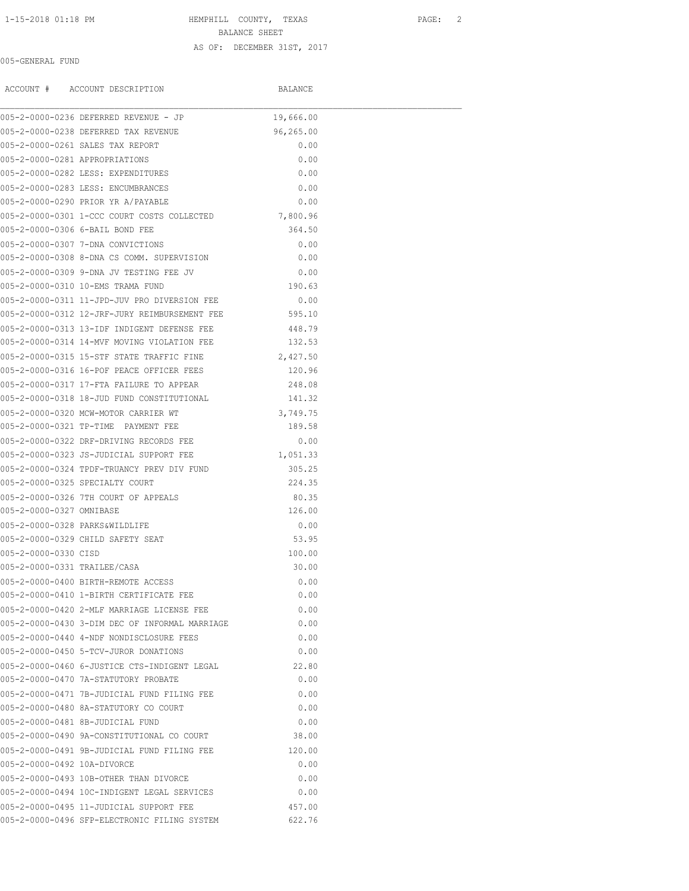HEMPHILL COUNTY, TEXAS
BALANCE SHEET
AS OF: DECEMBER 31ST, 2017

005-GENERAL FUND

| ACCOUNT # | ACCOUNT DESCRIPTION | BALANCE |
|---|---|---|
| 005-2-0000-0236 | DEFERRED REVENUE - JP | 19,666.00 |
| 005-2-0000-0238 | DEFERRED TAX REVENUE | 96,265.00 |
| 005-2-0000-0261 | SALES TAX REPORT | 0.00 |
| 005-2-0000-0281 | APPROPRIATIONS | 0.00 |
| 005-2-0000-0282 | LESS: EXPENDITURES | 0.00 |
| 005-2-0000-0283 | LESS: ENCUMBRANCES | 0.00 |
| 005-2-0000-0290 | PRIOR YR A/PAYABLE | 0.00 |
| 005-2-0000-0301 | 1-CCC COURT COSTS COLLECTED | 7,800.96 |
| 005-2-0000-0306 | 6-BAIL BOND FEE | 364.50 |
| 005-2-0000-0307 | 7-DNA CONVICTIONS | 0.00 |
| 005-2-0000-0308 | 8-DNA CS COMM. SUPERVISION | 0.00 |
| 005-2-0000-0309 | 9-DNA JV TESTING FEE JV | 0.00 |
| 005-2-0000-0310 | 10-EMS TRAMA FUND | 190.63 |
| 005-2-0000-0311 | 11-JPD-JUV PRO DIVERSION FEE | 0.00 |
| 005-2-0000-0312 | 12-JRF-JURY REIMBURSEMENT FEE | 595.10 |
| 005-2-0000-0313 | 13-IDF INDIGENT DEFENSE FEE | 448.79 |
| 005-2-0000-0314 | 14-MVF MOVING VIOLATION FEE | 132.53 |
| 005-2-0000-0315 | 15-STF STATE TRAFFIC FINE | 2,427.50 |
| 005-2-0000-0316 | 16-POF PEACE OFFICER FEES | 120.96 |
| 005-2-0000-0317 | 17-FTA FAILURE TO APPEAR | 248.08 |
| 005-2-0000-0318 | 18-JUD FUND CONSTITUTIONAL | 141.32 |
| 005-2-0000-0320 | MCW-MOTOR CARRIER WT | 3,749.75 |
| 005-2-0000-0321 | TP-TIME PAYMENT FEE | 189.58 |
| 005-2-0000-0322 | DRF-DRIVING RECORDS FEE | 0.00 |
| 005-2-0000-0323 | JS-JUDICIAL SUPPORT FEE | 1,051.33 |
| 005-2-0000-0324 | TPDF-TRUANCY PREV DIV FUND | 305.25 |
| 005-2-0000-0325 | SPECIALTY COURT | 224.35 |
| 005-2-0000-0326 | 7TH COURT OF APPEALS | 80.35 |
| 005-2-0000-0327 | OMNIBASE | 126.00 |
| 005-2-0000-0328 | PARKS&WILDLIFE | 0.00 |
| 005-2-0000-0329 | CHILD SAFETY SEAT | 53.95 |
| 005-2-0000-0330 | CISD | 100.00 |
| 005-2-0000-0331 | TRAILEE/CASA | 30.00 |
| 005-2-0000-0400 | BIRTH-REMOTE ACCESS | 0.00 |
| 005-2-0000-0410 | 1-BIRTH CERTIFICATE FEE | 0.00 |
| 005-2-0000-0420 | 2-MLF MARRIAGE LICENSE FEE | 0.00 |
| 005-2-0000-0430 | 3-DIM DEC OF INFORMAL MARRIAGE | 0.00 |
| 005-2-0000-0440 | 4-NDF NONDISCLOSURE FEES | 0.00 |
| 005-2-0000-0450 | 5-TCV-JUROR DONATIONS | 0.00 |
| 005-2-0000-0460 | 6-JUSTICE CTS-INDIGENT LEGAL | 22.80 |
| 005-2-0000-0470 | 7A-STATUTORY PROBATE | 0.00 |
| 005-2-0000-0471 | 7B-JUDICIAL FUND FILING FEE | 0.00 |
| 005-2-0000-0480 | 8A-STATUTORY CO COURT | 0.00 |
| 005-2-0000-0481 | 8B-JUDICIAL FUND | 0.00 |
| 005-2-0000-0490 | 9A-CONSTITUTIONAL CO COURT | 38.00 |
| 005-2-0000-0491 | 9B-JUDICIAL FUND FILING FEE | 120.00 |
| 005-2-0000-0492 | 10A-DIVORCE | 0.00 |
| 005-2-0000-0493 | 10B-OTHER THAN DIVORCE | 0.00 |
| 005-2-0000-0494 | 10C-INDIGENT LEGAL SERVICES | 0.00 |
| 005-2-0000-0495 | 11-JUDICIAL SUPPORT FEE | 457.00 |
| 005-2-0000-0496 | SFP-ELECTRONIC FILING SYSTEM | 622.76 |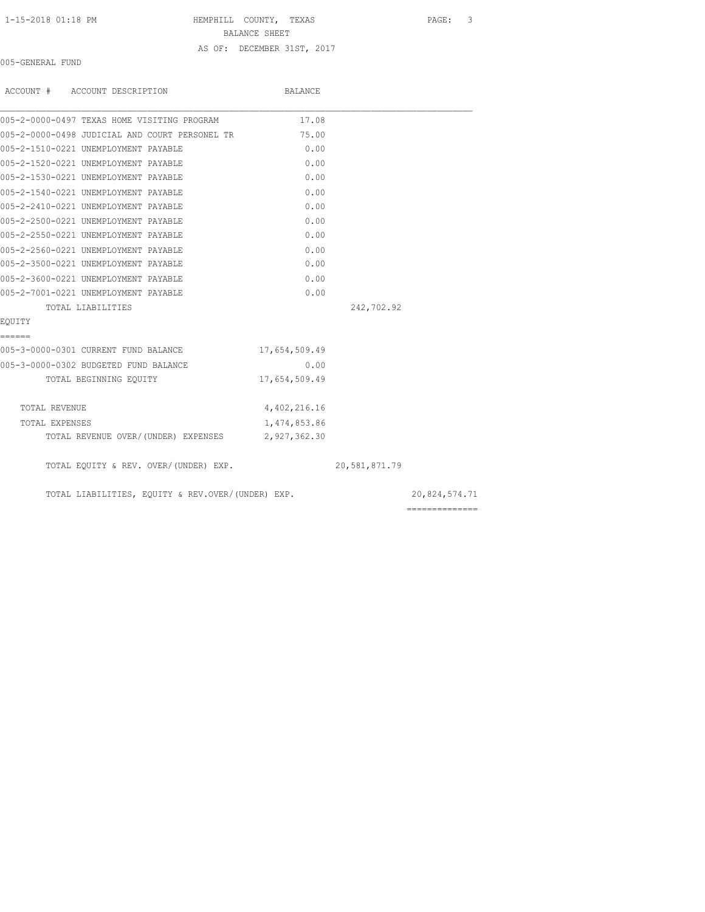HEMPHILL COUNTY, TEXAS

BALANCE SHEET

AS OF: DECEMBER 31ST, 2017

005-GENERAL FUND

| ACCOUNT # ACCOUNT DESCRIPTION | BALANCE | | |
|---|---|---|---|
| 005-2-0000-0497 TEXAS HOME VISITING PROGRAM | 17.08 | | |
| 005-2-0000-0498 JUDICIAL AND COURT PERSONEL TR | 75.00 | | |
| 005-2-1510-0221 UNEMPLOYMENT PAYABLE | 0.00 | | |
| 005-2-1520-0221 UNEMPLOYMENT PAYABLE | 0.00 | | |
| 005-2-1530-0221 UNEMPLOYMENT PAYABLE | 0.00 | | |
| 005-2-1540-0221 UNEMPLOYMENT PAYABLE | 0.00 | | |
| 005-2-2410-0221 UNEMPLOYMENT PAYABLE | 0.00 | | |
| 005-2-2500-0221 UNEMPLOYMENT PAYABLE | 0.00 | | |
| 005-2-2550-0221 UNEMPLOYMENT PAYABLE | 0.00 | | |
| 005-2-2560-0221 UNEMPLOYMENT PAYABLE | 0.00 | | |
| 005-2-3500-0221 UNEMPLOYMENT PAYABLE | 0.00 | | |
| 005-2-3600-0221 UNEMPLOYMENT PAYABLE | 0.00 | | |
| 005-2-7001-0221 UNEMPLOYMENT PAYABLE | 0.00 | | |
| TOTAL LIABILITIES | | 242,702.92 | |
| EQUITY | | | |
| 005-3-0000-0301 CURRENT FUND BALANCE | 17,654,509.49 | | |
| 005-3-0000-0302 BUDGETED FUND BALANCE | 0.00 | | |
| TOTAL BEGINNING EQUITY | 17,654,509.49 | | |
| TOTAL REVENUE | 4,402,216.16 | | |
| TOTAL EXPENSES | 1,474,853.86 | | |
| TOTAL REVENUE OVER/(UNDER) EXPENSES | 2,927,362.30 | | |
| TOTAL EQUITY & REV. OVER/(UNDER) EXP. | | 20,581,871.79 | |
| TOTAL LIABILITIES, EQUITY & REV.OVER/(UNDER) EXP. | | | 20,824,574.71 |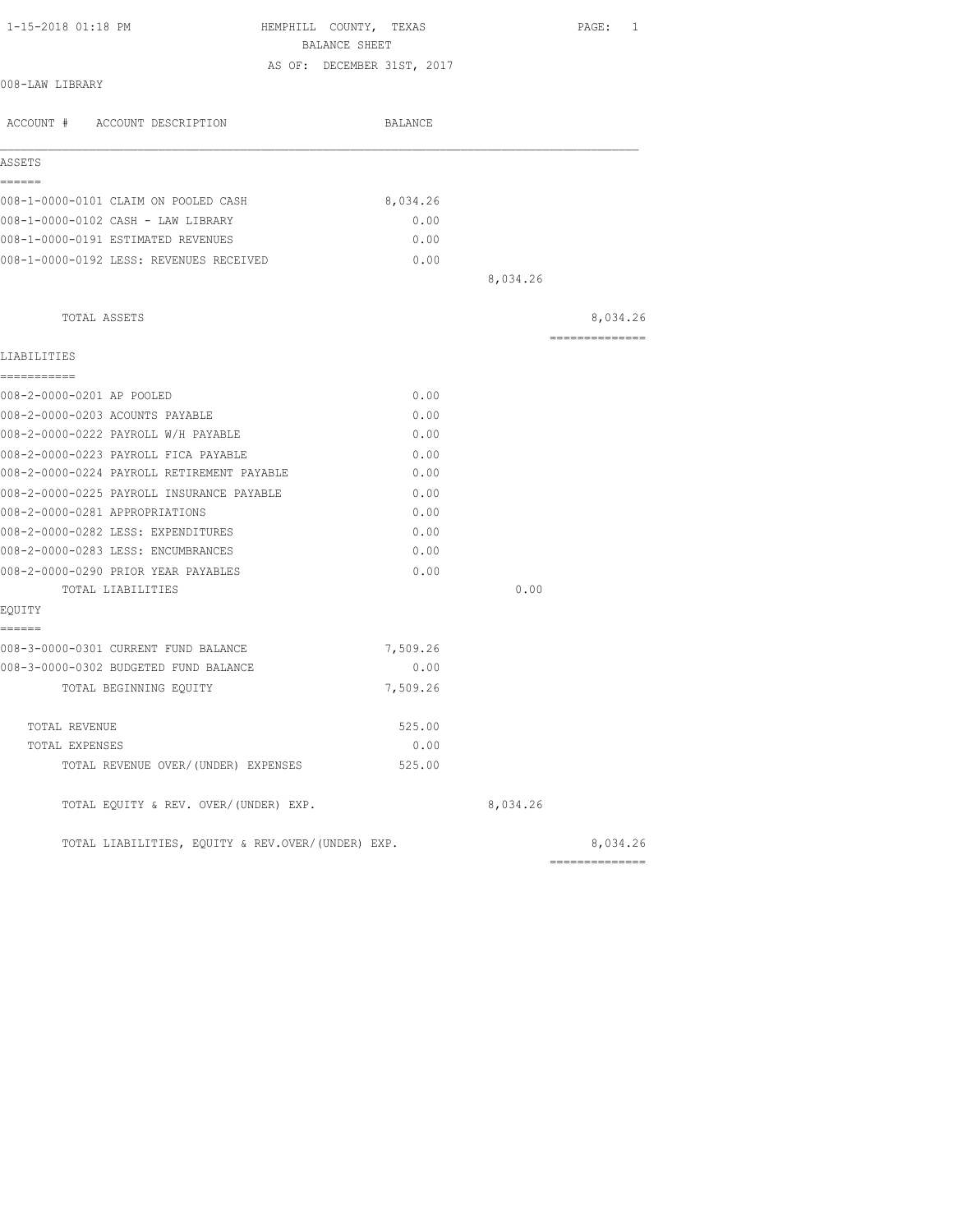1-15-2018 01:18 PM

# HEMPHILL COUNTY, TEXAS
## BALANCE SHEET
AS OF: DECEMBER 31ST, 2017

008-LAW LIBRARY

| ACCOUNT # ACCOUNT DESCRIPTION | BALANCE | | |
|---|---|---|---|
| **ASSETS** | | | |
| 008-1-0000-0101 CLAIM ON POOLED CASH | 8,034.26 | | |
| 008-1-0000-0102 CASH - LAW LIBRARY | 0.00 | | |
| 008-1-0000-0191 ESTIMATED REVENUES | 0.00 | | |
| 008-1-0000-0192 LESS: REVENUES RECEIVED | 0.00 | | |
| | | 8,034.26 | |
| TOTAL ASSETS | | | 8,034.26 |
| **LIABILITIES** | | | |
| 008-2-0000-0201 AP POOLED | 0.00 | | |
| 008-2-0000-0203 ACOUNTS PAYABLE | 0.00 | | |
| 008-2-0000-0222 PAYROLL W/H PAYABLE | 0.00 | | |
| 008-2-0000-0223 PAYROLL FICA PAYABLE | 0.00 | | |
| 008-2-0000-0224 PAYROLL RETIREMENT PAYABLE | 0.00 | | |
| 008-2-0000-0225 PAYROLL INSURANCE PAYABLE | 0.00 | | |
| 008-2-0000-0281 APPROPRIATIONS | 0.00 | | |
| 008-2-0000-0282 LESS: EXPENDITURES | 0.00 | | |
| 008-2-0000-0283 LESS: ENCUMBRANCES | 0.00 | | |
| 008-2-0000-0290 PRIOR YEAR PAYABLES | 0.00 | | |
| TOTAL LIABILITIES | | 0.00 | |
| **EQUITY** | | | |
| 008-3-0000-0301 CURRENT FUND BALANCE | 7,509.26 | | |
| 008-3-0000-0302 BUDGETED FUND BALANCE | 0.00 | | |
| TOTAL BEGINNING EQUITY | 7,509.26 | | |
| TOTAL REVENUE | 525.00 | | |
| TOTAL EXPENSES | 0.00 | | |
| TOTAL REVENUE OVER/(UNDER) EXPENSES | 525.00 | | |
| TOTAL EQUITY & REV. OVER/(UNDER) EXP. | | 8,034.26 | |
| TOTAL LIABILITIES, EQUITY & REV.OVER/(UNDER) EXP. | | | 8,034.26 |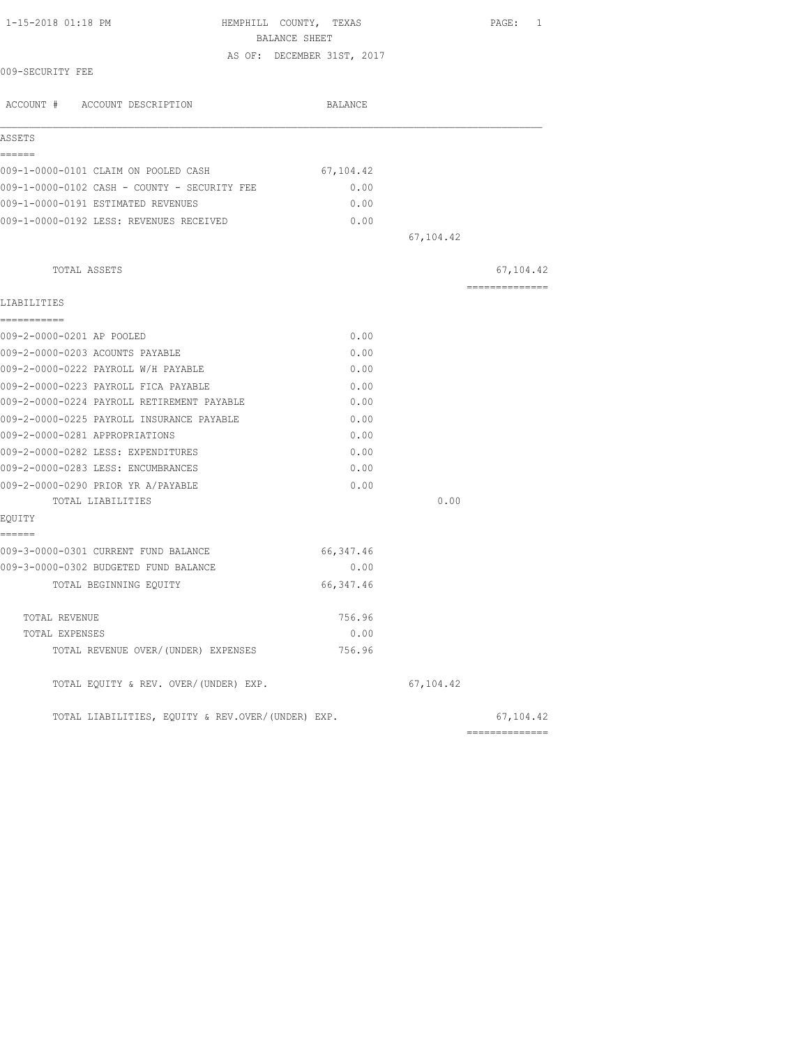1-15-2018 01:18 PM HEMPHILL COUNTY, TEXAS

BALANCE SHEET

AS OF: DECEMBER 31ST, 2017

009-SECURITY FEE

| ACCOUNT # ACCOUNT DESCRIPTION | BALANCE | | |
|---|---|---|---|
| **ASSETS** | | | |
| 009-1-0000-0101 CLAIM ON POOLED CASH | 67,104.42 | | |
| 009-1-0000-0102 CASH - COUNTY - SECURITY FEE | 0.00 | | |
| 009-1-0000-0191 ESTIMATED REVENUES | 0.00 | | |
| 009-1-0000-0192 LESS: REVENUES RECEIVED | 0.00 | | |
| | | 67,104.42 | |
| TOTAL ASSETS | | | 67,104.42 |
| **LIABILITIES** | | | |
| 009-2-0000-0201 AP POOLED | 0.00 | | |
| 009-2-0000-0203 ACOUNTS PAYABLE | 0.00 | | |
| 009-2-0000-0222 PAYROLL W/H PAYABLE | 0.00 | | |
| 009-2-0000-0223 PAYROLL FICA PAYABLE | 0.00 | | |
| 009-2-0000-0224 PAYROLL RETIREMENT PAYABLE | 0.00 | | |
| 009-2-0000-0225 PAYROLL INSURANCE PAYABLE | 0.00 | | |
| 009-2-0000-0281 APPROPRIATIONS | 0.00 | | |
| 009-2-0000-0282 LESS: EXPENDITURES | 0.00 | | |
| 009-2-0000-0283 LESS: ENCUMBRANCES | 0.00 | | |
| 009-2-0000-0290 PRIOR YR A/PAYABLE | 0.00 | | |
| TOTAL LIABILITIES | | 0.00 | |
| **EQUITY** | | | |
| 009-3-0000-0301 CURRENT FUND BALANCE | 66,347.46 | | |
| 009-3-0000-0302 BUDGETED FUND BALANCE | 0.00 | | |
| TOTAL BEGINNING EQUITY | 66,347.46 | | |
| TOTAL REVENUE | 756.96 | | |
| TOTAL EXPENSES | 0.00 | | |
| TOTAL REVENUE OVER/(UNDER) EXPENSES | 756.96 | | |
| TOTAL EQUITY & REV. OVER/(UNDER) EXP. | | 67,104.42 | |
| TOTAL LIABILITIES, EQUITY & REV.OVER/(UNDER) EXP. | | | 67,104.42 |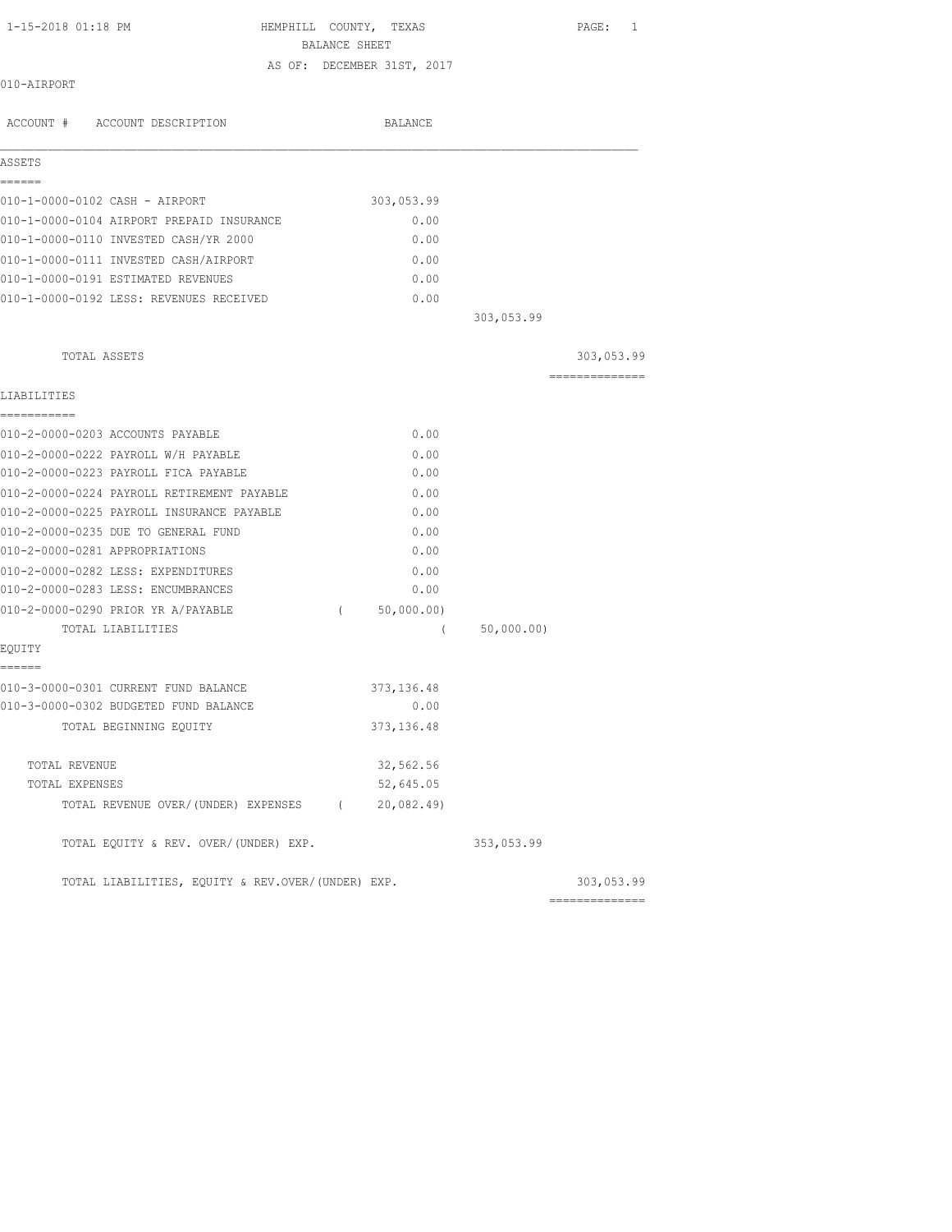HEMPHILL COUNTY, TEXAS

BALANCE SHEET

AS OF: DECEMBER 31ST, 2017

010-AIRPORT

| ACCOUNT # | ACCOUNT DESCRIPTION | BALANCE | | |
|---|---|---|---|---|
| **ASSETS** | | | | |
| 010-1-0000-0102 | CASH - AIRPORT | 303,053.99 | | |
| 010-1-0000-0104 | AIRPORT PREPAID INSURANCE | 0.00 | | |
| 010-1-0000-0110 | INVESTED CASH/YR 2000 | 0.00 | | |
| 010-1-0000-0111 | INVESTED CASH/AIRPORT | 0.00 | | |
| 010-1-0000-0191 | ESTIMATED REVENUES | 0.00 | | |
| 010-1-0000-0192 | LESS: REVENUES RECEIVED | 0.00 | | |
| | | | 303,053.99 | |
| | TOTAL ASSETS | | | 303,053.99 |
| **LIABILITIES** | | | | |
| 010-2-0000-0203 | ACCOUNTS PAYABLE | 0.00 | | |
| 010-2-0000-0222 | PAYROLL W/H PAYABLE | 0.00 | | |
| 010-2-0000-0223 | PAYROLL FICA PAYABLE | 0.00 | | |
| 010-2-0000-0224 | PAYROLL RETIREMENT PAYABLE | 0.00 | | |
| 010-2-0000-0225 | PAYROLL INSURANCE PAYABLE | 0.00 | | |
| 010-2-0000-0235 | DUE TO GENERAL FUND | 0.00 | | |
| 010-2-0000-0281 | APPROPRIATIONS | 0.00 | | |
| 010-2-0000-0282 | LESS: EXPENDITURES | 0.00 | | |
| 010-2-0000-0283 | LESS: ENCUMBRANCES | 0.00 | | |
| 010-2-0000-0290 | PRIOR YR A/PAYABLE | ( 50,000.00) | | |
| | TOTAL LIABILITIES | | ( 50,000.00) | |
| **EQUITY** | | | | |
| 010-3-0000-0301 | CURRENT FUND BALANCE | 373,136.48 | | |
| 010-3-0000-0302 | BUDGETED FUND BALANCE | 0.00 | | |
| | TOTAL BEGINNING EQUITY | 373,136.48 | | |
| | TOTAL REVENUE | 32,562.56 | | |
| | TOTAL EXPENSES | 52,645.05 | | |
| | TOTAL REVENUE OVER/(UNDER) EXPENSES | ( 20,082.49) | | |
| | TOTAL EQUITY & REV. OVER/(UNDER) EXP. | | 353,053.99 | |
| | TOTAL LIABILITIES, EQUITY & REV.OVER/(UNDER) EXP. | | | 303,053.99 |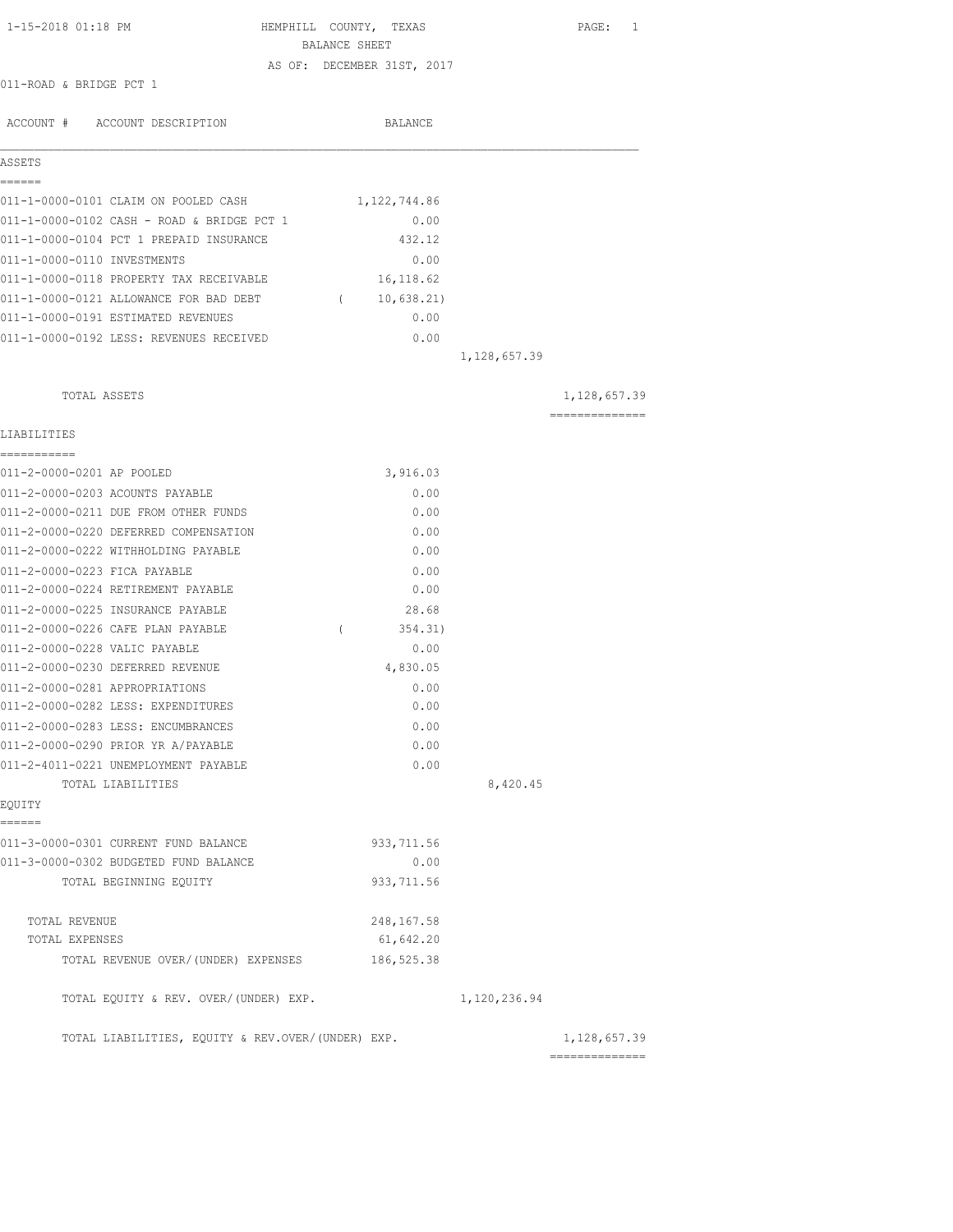1-15-2018 01:18 PM

# HEMPHILL COUNTY, TEXAS
## BALANCE SHEET
AS OF: DECEMBER 31ST, 2017

011-ROAD & BRIDGE PCT 1

| ACCOUNT # ACCOUNT DESCRIPTION | BALANCE | | |
|---|---|---|---|
| **ASSETS** | | | |
| 011-1-0000-0101 CLAIM ON POOLED CASH | 1,122,744.86 | | |
| 011-1-0000-0102 CASH - ROAD & BRIDGE PCT 1 | 0.00 | | |
| 011-1-0000-0104 PCT 1 PREPAID INSURANCE | 432.12 | | |
| 011-1-0000-0110 INVESTMENTS | 0.00 | | |
| 011-1-0000-0118 PROPERTY TAX RECEIVABLE | 16,118.62 | | |
| 011-1-0000-0121 ALLOWANCE FOR BAD DEBT | ( 10,638.21) | | |
| 011-1-0000-0191 ESTIMATED REVENUES | 0.00 | | |
| 011-1-0000-0192 LESS: REVENUES RECEIVED | 0.00 | | |
| | | 1,128,657.39 | |
| TOTAL ASSETS | | | 1,128,657.39 |
| **LIABILITIES** | | | |
| 011-2-0000-0201 AP POOLED | 3,916.03 | | |
| 011-2-0000-0203 ACOUNTS PAYABLE | 0.00 | | |
| 011-2-0000-0211 DUE FROM OTHER FUNDS | 0.00 | | |
| 011-2-0000-0220 DEFERRED COMPENSATION | 0.00 | | |
| 011-2-0000-0222 WITHHOLDING PAYABLE | 0.00 | | |
| 011-2-0000-0223 FICA PAYABLE | 0.00 | | |
| 011-2-0000-0224 RETIREMENT PAYABLE | 0.00 | | |
| 011-2-0000-0225 INSURANCE PAYABLE | 28.68 | | |
| 011-2-0000-0226 CAFE PLAN PAYABLE | ( 354.31) | | |
| 011-2-0000-0228 VALIC PAYABLE | 0.00 | | |
| 011-2-0000-0230 DEFERRED REVENUE | 4,830.05 | | |
| 011-2-0000-0281 APPROPRIATIONS | 0.00 | | |
| 011-2-0000-0282 LESS: EXPENDITURES | 0.00 | | |
| 011-2-0000-0283 LESS: ENCUMBRANCES | 0.00 | | |
| 011-2-0000-0290 PRIOR YR A/PAYABLE | 0.00 | | |
| 011-2-4011-0221 UNEMPLOYMENT PAYABLE | 0.00 | | |
| TOTAL LIABILITIES | | 8,420.45 | |
| **EQUITY** | | | |
| 011-3-0000-0301 CURRENT FUND BALANCE | 933,711.56 | | |
| 011-3-0000-0302 BUDGETED FUND BALANCE | 0.00 | | |
| TOTAL BEGINNING EQUITY | 933,711.56 | | |
| TOTAL REVENUE | 248,167.58 | | |
| TOTAL EXPENSES | 61,642.20 | | |
| TOTAL REVENUE OVER/(UNDER) EXPENSES | 186,525.38 | | |
| TOTAL EQUITY & REV. OVER/(UNDER) EXP. | | 1,120,236.94 | |
| TOTAL LIABILITIES, EQUITY & REV.OVER/(UNDER) EXP. | | | 1,128,657.39 |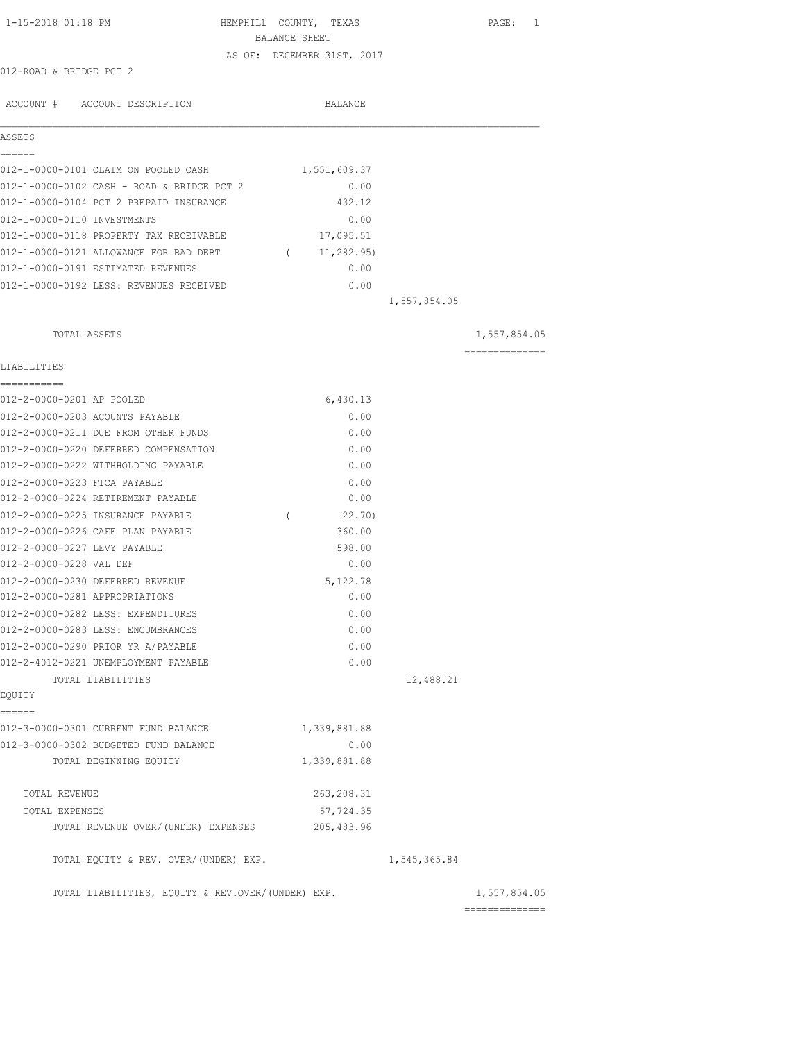1-15-2018 01:18 PM

# HEMPHILL COUNTY, TEXAS
## BALANCE SHEET
AS OF: DECEMBER 31ST, 2017

012-ROAD & BRIDGE PCT 2

| ACCOUNT # ACCOUNT DESCRIPTION | BALANCE | | |
|---|---|---|---|
| **ASSETS** | | | |
| 012-1-0000-0101 CLAIM ON POOLED CASH | 1,551,609.37 | | |
| 012-1-0000-0102 CASH - ROAD & BRIDGE PCT 2 | 0.00 | | |
| 012-1-0000-0104 PCT 2 PREPAID INSURANCE | 432.12 | | |
| 012-1-0000-0110 INVESTMENTS | 0.00 | | |
| 012-1-0000-0118 PROPERTY TAX RECEIVABLE | 17,095.51 | | |
| 012-1-0000-0121 ALLOWANCE FOR BAD DEBT | ( 11,282.95) | | |
| 012-1-0000-0191 ESTIMATED REVENUES | 0.00 | | |
| 012-1-0000-0192 LESS: REVENUES RECEIVED | 0.00 | | |
| | | 1,557,854.05 | |
| TOTAL ASSETS | | | 1,557,854.05 |
| **LIABILITIES** | | | |
| 012-2-0000-0201 AP POOLED | 6,430.13 | | |
| 012-2-0000-0203 ACOUNTS PAYABLE | 0.00 | | |
| 012-2-0000-0211 DUE FROM OTHER FUNDS | 0.00 | | |
| 012-2-0000-0220 DEFERRED COMPENSATION | 0.00 | | |
| 012-2-0000-0222 WITHHOLDING PAYABLE | 0.00 | | |
| 012-2-0000-0223 FICA PAYABLE | 0.00 | | |
| 012-2-0000-0224 RETIREMENT PAYABLE | 0.00 | | |
| 012-2-0000-0225 INSURANCE PAYABLE | ( 22.70) | | |
| 012-2-0000-0226 CAFE PLAN PAYABLE | 360.00 | | |
| 012-2-0000-0227 LEVY PAYABLE | 598.00 | | |
| 012-2-0000-0228 VAL DEF | 0.00 | | |
| 012-2-0000-0230 DEFERRED REVENUE | 5,122.78 | | |
| 012-2-0000-0281 APPROPRIATIONS | 0.00 | | |
| 012-2-0000-0282 LESS: EXPENDITURES | 0.00 | | |
| 012-2-0000-0283 LESS: ENCUMBRANCES | 0.00 | | |
| 012-2-0000-0290 PRIOR YR A/PAYABLE | 0.00 | | |
| 012-2-4012-0221 UNEMPLOYMENT PAYABLE | 0.00 | | |
| TOTAL LIABILITIES | | 12,488.21 | |
| **EQUITY** | | | |
| 012-3-0000-0301 CURRENT FUND BALANCE | 1,339,881.88 | | |
| 012-3-0000-0302 BUDGETED FUND BALANCE | 0.00 | | |
| TOTAL BEGINNING EQUITY | 1,339,881.88 | | |
| TOTAL REVENUE | 263,208.31 | | |
| TOTAL EXPENSES | 57,724.35 | | |
| TOTAL REVENUE OVER/(UNDER) EXPENSES | 205,483.96 | | |
| TOTAL EQUITY & REV. OVER/(UNDER) EXP. | | 1,545,365.84 | |
| TOTAL LIABILITIES, EQUITY & REV.OVER/(UNDER) EXP. | | | 1,557,854.05 |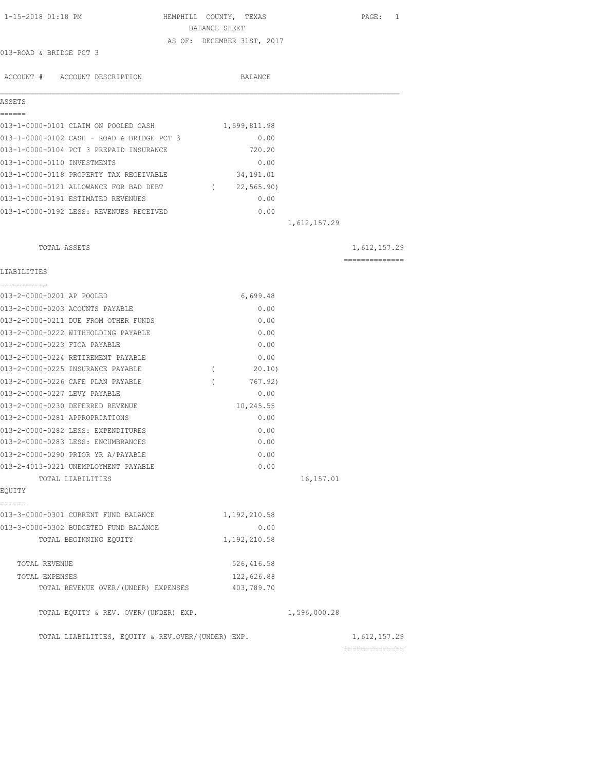1-15-2018 01:18 PM

# HEMPHILL COUNTY, TEXAS
## BALANCE SHEET
### AS OF: DECEMBER 31ST, 2017

013-ROAD & BRIDGE PCT 3

| ACCOUNT # ACCOUNT DESCRIPTION | BALANCE | | |
|---|---|---|---|
| **ASSETS** | | | |
| 013-1-0000-0101 CLAIM ON POOLED CASH | 1,599,811.98 | | |
| 013-1-0000-0102 CASH - ROAD & BRIDGE PCT 3 | 0.00 | | |
| 013-1-0000-0104 PCT 3 PREPAID INSURANCE | 720.20 | | |
| 013-1-0000-0110 INVESTMENTS | 0.00 | | |
| 013-1-0000-0118 PROPERTY TAX RECEIVABLE | 34,191.01 | | |
| 013-1-0000-0121 ALLOWANCE FOR BAD DEBT | ( 22,565.90) | | |
| 013-1-0000-0191 ESTIMATED REVENUES | 0.00 | | |
| 013-1-0000-0192 LESS: REVENUES RECEIVED | 0.00 | | |
| | | 1,612,157.29 | |
| TOTAL ASSETS | | | 1,612,157.29 |
| **LIABILITIES** | | | |
| 013-2-0000-0201 AP POOLED | 6,699.48 | | |
| 013-2-0000-0203 ACOUNTS PAYABLE | 0.00 | | |
| 013-2-0000-0211 DUE FROM OTHER FUNDS | 0.00 | | |
| 013-2-0000-0222 WITHHOLDING PAYABLE | 0.00 | | |
| 013-2-0000-0223 FICA PAYABLE | 0.00 | | |
| 013-2-0000-0224 RETIREMENT PAYABLE | 0.00 | | |
| 013-2-0000-0225 INSURANCE PAYABLE | ( 20.10) | | |
| 013-2-0000-0226 CAFE PLAN PAYABLE | ( 767.92) | | |
| 013-2-0000-0227 LEVY PAYABLE | 0.00 | | |
| 013-2-0000-0230 DEFERRED REVENUE | 10,245.55 | | |
| 013-2-0000-0281 APPROPRIATIONS | 0.00 | | |
| 013-2-0000-0282 LESS: EXPENDITURES | 0.00 | | |
| 013-2-0000-0283 LESS: ENCUMBRANCES | 0.00 | | |
| 013-2-0000-0290 PRIOR YR A/PAYABLE | 0.00 | | |
| 013-2-4013-0221 UNEMPLOYMENT PAYABLE | 0.00 | | |
| TOTAL LIABILITIES | | 16,157.01 | |
| **EQUITY** | | | |
| 013-3-0000-0301 CURRENT FUND BALANCE | 1,192,210.58 | | |
| 013-3-0000-0302 BUDGETED FUND BALANCE | 0.00 | | |
| TOTAL BEGINNING EQUITY | 1,192,210.58 | | |
| TOTAL REVENUE | 526,416.58 | | |
| TOTAL EXPENSES | 122,626.88 | | |
| TOTAL REVENUE OVER/(UNDER) EXPENSES | 403,789.70 | | |
| TOTAL EQUITY & REV. OVER/(UNDER) EXP. | | 1,596,000.28 | |
| TOTAL LIABILITIES, EQUITY & REV.OVER/(UNDER) EXP. | | | 1,612,157.29 |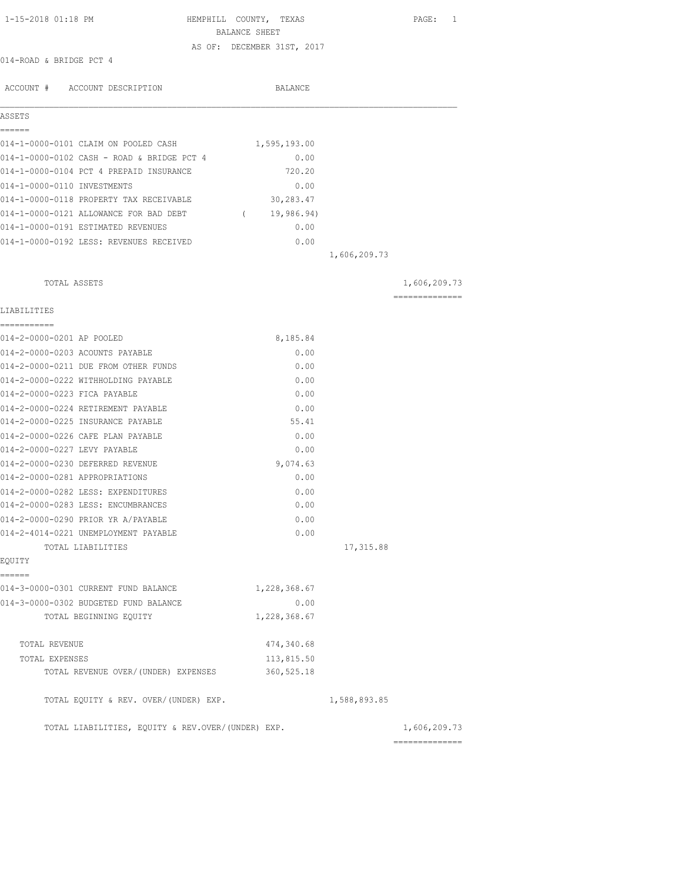1-15-2018 01:18 PM

# HEMPHILL COUNTY, TEXAS

## BALANCE SHEET

AS OF: DECEMBER 31ST, 2017

014-ROAD & BRIDGE PCT 4

| ACCOUNT # ACCOUNT DESCRIPTION | BALANCE | | |
|---|---|---|---|
| **ASSETS** | | | |
| 014-1-0000-0101 CLAIM ON POOLED CASH | 1,595,193.00 | | |
| 014-1-0000-0102 CASH - ROAD & BRIDGE PCT 4 | 0.00 | | |
| 014-1-0000-0104 PCT 4 PREPAID INSURANCE | 720.20 | | |
| 014-1-0000-0110 INVESTMENTS | 0.00 | | |
| 014-1-0000-0118 PROPERTY TAX RECEIVABLE | 30,283.47 | | |
| 014-1-0000-0121 ALLOWANCE FOR BAD DEBT | ( 19,986.94) | | |
| 014-1-0000-0191 ESTIMATED REVENUES | 0.00 | | |
| 014-1-0000-0192 LESS: REVENUES RECEIVED | 0.00 | | |
| | | 1,606,209.73 | |
| TOTAL ASSETS | | | 1,606,209.73 |
| **LIABILITIES** | | | |
| 014-2-0000-0201 AP POOLED | 8,185.84 | | |
| 014-2-0000-0203 ACOUNTS PAYABLE | 0.00 | | |
| 014-2-0000-0211 DUE FROM OTHER FUNDS | 0.00 | | |
| 014-2-0000-0222 WITHHOLDING PAYABLE | 0.00 | | |
| 014-2-0000-0223 FICA PAYABLE | 0.00 | | |
| 014-2-0000-0224 RETIREMENT PAYABLE | 0.00 | | |
| 014-2-0000-0225 INSURANCE PAYABLE | 55.41 | | |
| 014-2-0000-0226 CAFE PLAN PAYABLE | 0.00 | | |
| 014-2-0000-0227 LEVY PAYABLE | 0.00 | | |
| 014-2-0000-0230 DEFERRED REVENUE | 9,074.63 | | |
| 014-2-0000-0281 APPROPRIATIONS | 0.00 | | |
| 014-2-0000-0282 LESS: EXPENDITURES | 0.00 | | |
| 014-2-0000-0283 LESS: ENCUMBRANCES | 0.00 | | |
| 014-2-0000-0290 PRIOR YR A/PAYABLE | 0.00 | | |
| 014-2-4014-0221 UNEMPLOYMENT PAYABLE | 0.00 | | |
| TOTAL LIABILITIES | | 17,315.88 | |
| **EQUITY** | | | |
| 014-3-0000-0301 CURRENT FUND BALANCE | 1,228,368.67 | | |
| 014-3-0000-0302 BUDGETED FUND BALANCE | 0.00 | | |
| TOTAL BEGINNING EQUITY | 1,228,368.67 | | |
| TOTAL REVENUE | 474,340.68 | | |
| TOTAL EXPENSES | 113,815.50 | | |
| TOTAL REVENUE OVER/(UNDER) EXPENSES | 360,525.18 | | |
| TOTAL EQUITY & REV. OVER/(UNDER) EXP. | | 1,588,893.85 | |
| TOTAL LIABILITIES, EQUITY & REV.OVER/(UNDER) EXP. | | | 1,606,209.73 |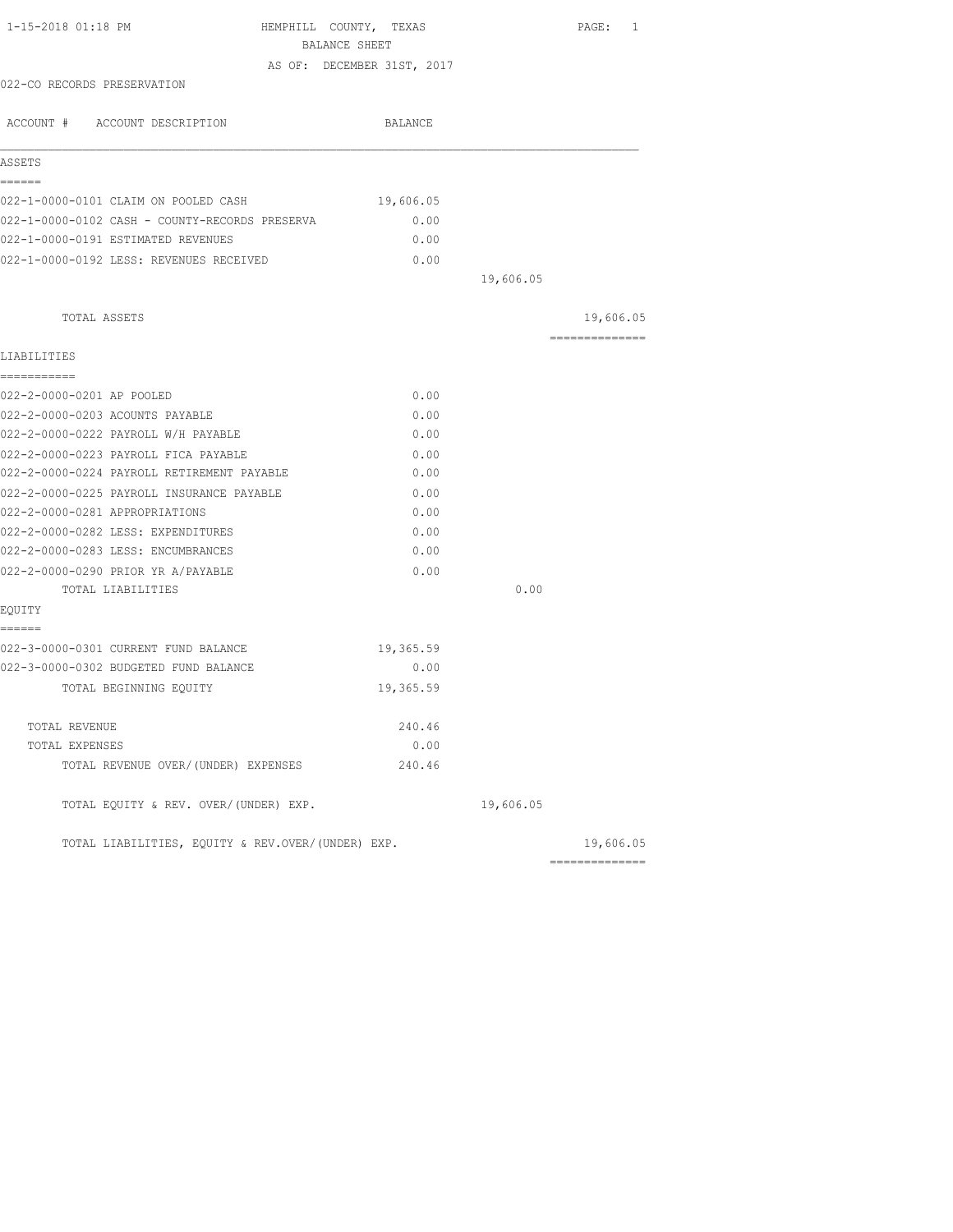1-15-2018 01:18 PM HEMPHILL COUNTY, TEXAS

BALANCE SHEET

AS OF: DECEMBER 31ST, 2017

022-CO RECORDS PRESERVATION

| ACCOUNT # ACCOUNT DESCRIPTION | BALANCE | | |
|---|---|---|---|
| **ASSETS** | | | |
| 022-1-0000-0101 CLAIM ON POOLED CASH | 19,606.05 | | |
| 022-1-0000-0102 CASH - COUNTY-RECORDS PRESERVA | 0.00 | | |
| 022-1-0000-0191 ESTIMATED REVENUES | 0.00 | | |
| 022-1-0000-0192 LESS: REVENUES RECEIVED | 0.00 | | |
| | | 19,606.05 | |
| TOTAL ASSETS | | | 19,606.05 |
| **LIABILITIES** | | | |
| 022-2-0000-0201 AP POOLED | 0.00 | | |
| 022-2-0000-0203 ACOUNTS PAYABLE | 0.00 | | |
| 022-2-0000-0222 PAYROLL W/H PAYABLE | 0.00 | | |
| 022-2-0000-0223 PAYROLL FICA PAYABLE | 0.00 | | |
| 022-2-0000-0224 PAYROLL RETIREMENT PAYABLE | 0.00 | | |
| 022-2-0000-0225 PAYROLL INSURANCE PAYABLE | 0.00 | | |
| 022-2-0000-0281 APPROPRIATIONS | 0.00 | | |
| 022-2-0000-0282 LESS: EXPENDITURES | 0.00 | | |
| 022-2-0000-0283 LESS: ENCUMBRANCES | 0.00 | | |
| 022-2-0000-0290 PRIOR YR A/PAYABLE | 0.00 | | |
| TOTAL LIABILITIES | | 0.00 | |
| **EQUITY** | | | |
| 022-3-0000-0301 CURRENT FUND BALANCE | 19,365.59 | | |
| 022-3-0000-0302 BUDGETED FUND BALANCE | 0.00 | | |
| TOTAL BEGINNING EQUITY | 19,365.59 | | |
| TOTAL REVENUE | 240.46 | | |
| TOTAL EXPENSES | 0.00 | | |
| TOTAL REVENUE OVER/(UNDER) EXPENSES | 240.46 | | |
| TOTAL EQUITY & REV. OVER/(UNDER) EXP. | | 19,606.05 | |
| TOTAL LIABILITIES, EQUITY & REV.OVER/(UNDER) EXP. | | | 19,606.05 |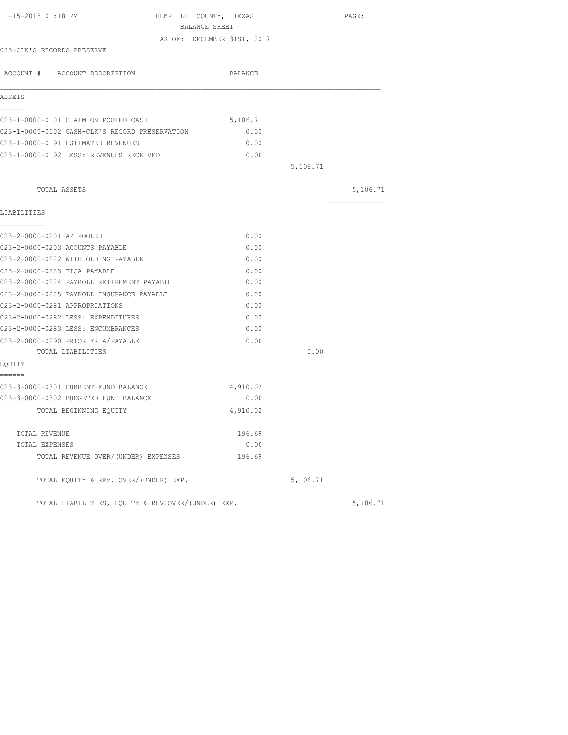# HEMPHILL COUNTY, TEXAS

## BALANCE SHEET

### AS OF: DECEMBER 31ST, 2017

1-15-2018 01:18 PM

023-CLK'S RECORDS PRESERVE

| ACCOUNT # ACCOUNT DESCRIPTION | BALANCE | | |
|---|---|---|---|
| **ASSETS** | | | |
| 023-1-0000-0101 CLAIM ON POOLED CASH | 5,106.71 | | |
| 023-1-0000-0102 CASH-CLK'S RECORD PRESERVATION | 0.00 | | |
| 023-1-0000-0191 ESTIMATED REVENUES | 0.00 | | |
| 023-1-0000-0192 LESS: REVENUES RECEIVED | 0.00 | | |
| | | 5,106.71 | |
| TOTAL ASSETS | | | 5,106.71 |
| **LIABILITIES** | | | |
| 023-2-0000-0201 AP POOLED | 0.00 | | |
| 023-2-0000-0203 ACOUNTS PAYABLE | 0.00 | | |
| 023-2-0000-0222 WITHHOLDING PAYABLE | 0.00 | | |
| 023-2-0000-0223 FICA PAYABLE | 0.00 | | |
| 023-2-0000-0224 PAYROLL RETIREMENT PAYABLE | 0.00 | | |
| 023-2-0000-0225 PAYROLL INSURANCE PAYABLE | 0.00 | | |
| 023-2-0000-0281 APPROPRIATIONS | 0.00 | | |
| 023-2-0000-0282 LESS: EXPENDITURES | 0.00 | | |
| 023-2-0000-0283 LESS: ENCUMBRANCES | 0.00 | | |
| 023-2-0000-0290 PRIOR YR A/PAYABLE | 0.00 | | |
| TOTAL LIABILITIES | | 0.00 | |
| **EQUITY** | | | |
| 023-3-0000-0301 CURRENT FUND BALANCE | 4,910.02 | | |
| 023-3-0000-0302 BUDGETED FUND BALANCE | 0.00 | | |
| TOTAL BEGINNING EQUITY | 4,910.02 | | |
| TOTAL REVENUE | 196.69 | | |
| TOTAL EXPENSES | 0.00 | | |
| TOTAL REVENUE OVER/(UNDER) EXPENSES | 196.69 | | |
| TOTAL EQUITY & REV. OVER/(UNDER) EXP. | | 5,106.71 | |
| TOTAL LIABILITIES, EQUITY & REV.OVER/(UNDER) EXP. | | | 5,106.71 |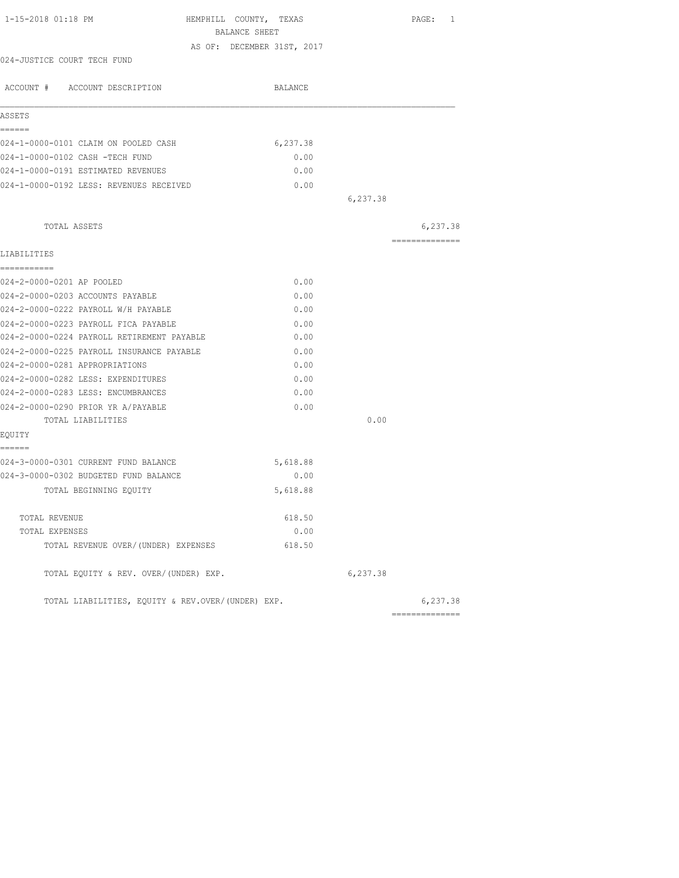HEMPHILL COUNTY, TEXAS

BALANCE SHEET

AS OF: DECEMBER 31ST, 2017

024-JUSTICE COURT TECH FUND

| ACCOUNT # ACCOUNT DESCRIPTION | BALANCE | | |
|---|---|---|---|
| **ASSETS** | | | |
| 024-1-0000-0101 CLAIM ON POOLED CASH | 6,237.38 | | |
| 024-1-0000-0102 CASH -TECH FUND | 0.00 | | |
| 024-1-0000-0191 ESTIMATED REVENUES | 0.00 | | |
| 024-1-0000-0192 LESS: REVENUES RECEIVED | 0.00 | | |
| | | 6,237.38 | |
| TOTAL ASSETS | | | 6,237.38 |
| **LIABILITIES** | | | |
| 024-2-0000-0201 AP POOLED | 0.00 | | |
| 024-2-0000-0203 ACCOUNTS PAYABLE | 0.00 | | |
| 024-2-0000-0222 PAYROLL W/H PAYABLE | 0.00 | | |
| 024-2-0000-0223 PAYROLL FICA PAYABLE | 0.00 | | |
| 024-2-0000-0224 PAYROLL RETIREMENT PAYABLE | 0.00 | | |
| 024-2-0000-0225 PAYROLL INSURANCE PAYABLE | 0.00 | | |
| 024-2-0000-0281 APPROPRIATIONS | 0.00 | | |
| 024-2-0000-0282 LESS: EXPENDITURES | 0.00 | | |
| 024-2-0000-0283 LESS: ENCUMBRANCES | 0.00 | | |
| 024-2-0000-0290 PRIOR YR A/PAYABLE | 0.00 | | |
| TOTAL LIABILITIES | | 0.00 | |
| **EQUITY** | | | |
| 024-3-0000-0301 CURRENT FUND BALANCE | 5,618.88 | | |
| 024-3-0000-0302 BUDGETED FUND BALANCE | 0.00 | | |
| TOTAL BEGINNING EQUITY | 5,618.88 | | |
| TOTAL REVENUE | 618.50 | | |
| TOTAL EXPENSES | 0.00 | | |
| TOTAL REVENUE OVER/(UNDER) EXPENSES | 618.50 | | |
| TOTAL EQUITY & REV. OVER/(UNDER) EXP. | | 6,237.38 | |
| TOTAL LIABILITIES, EQUITY & REV.OVER/(UNDER) EXP. | | | 6,237.38 |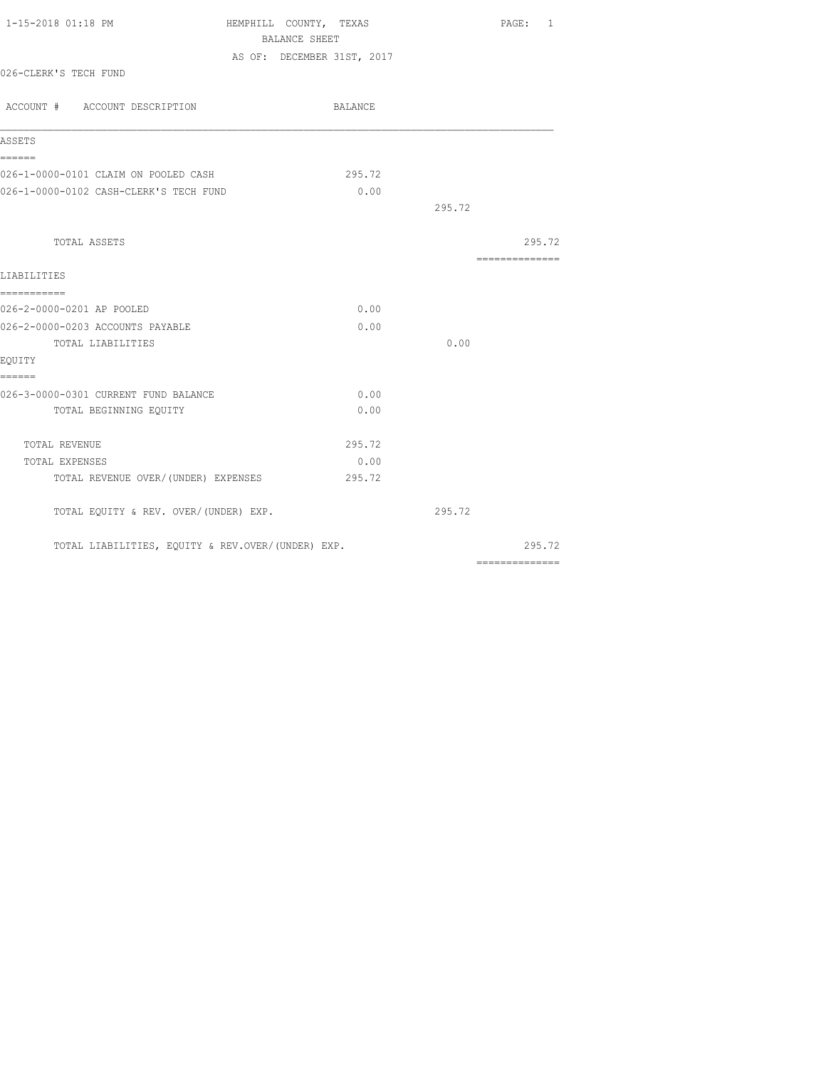1-15-2018 01:18 PM

# HEMPHILL COUNTY, TEXAS

## BALANCE SHEET

AS OF: DECEMBER 31ST, 2017

026-CLERK'S TECH FUND

| ACCOUNT # ACCOUNT DESCRIPTION | BALANCE | | |
|---|---|---|---|
| **ASSETS** | | | |
| 026-1-0000-0101 CLAIM ON POOLED CASH | 295.72 | | |
| 026-1-0000-0102 CASH-CLERK'S TECH FUND | 0.00 | | |
| | | 295.72 | |
| TOTAL ASSETS | | | 295.72 |
| **LIABILITIES** | | | |
| 026-2-0000-0201 AP POOLED | 0.00 | | |
| 026-2-0000-0203 ACCOUNTS PAYABLE | 0.00 | | |
| TOTAL LIABILITIES | | 0.00 | |
| **EQUITY** | | | |
| 026-3-0000-0301 CURRENT FUND BALANCE | 0.00 | | |
| TOTAL BEGINNING EQUITY | 0.00 | | |
| TOTAL REVENUE | 295.72 | | |
| TOTAL EXPENSES | 0.00 | | |
| TOTAL REVENUE OVER/(UNDER) EXPENSES | 295.72 | | |
| TOTAL EQUITY & REV. OVER/(UNDER) EXP. | | 295.72 | |
| TOTAL LIABILITIES, EQUITY & REV.OVER/(UNDER) EXP. | | | 295.72 |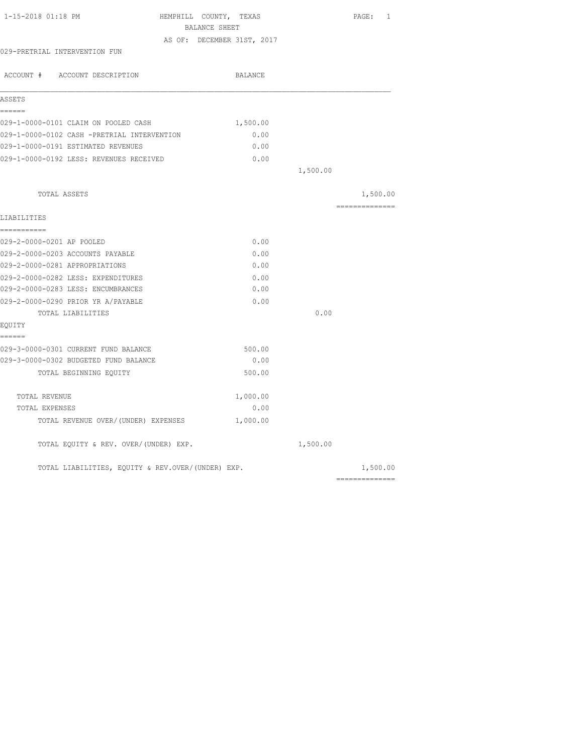HEMPHILL COUNTY, TEXAS
BALANCE SHEET
AS OF: DECEMBER 31ST, 2017

029-PRETRIAL INTERVENTION FUN

| ACCOUNT # ACCOUNT DESCRIPTION | BALANCE | | |
|---|---|---|---|
| **ASSETS** | | | |
| 029-1-0000-0101 CLAIM ON POOLED CASH | 1,500.00 | | |
| 029-1-0000-0102 CASH -PRETRIAL INTERVENTION | 0.00 | | |
| 029-1-0000-0191 ESTIMATED REVENUES | 0.00 | | |
| 029-1-0000-0192 LESS: REVENUES RECEIVED | 0.00 | | |
| | | 1,500.00 | |
| TOTAL ASSETS | | | 1,500.00 |
| **LIABILITIES** | | | |
| 029-2-0000-0201 AP POOLED | 0.00 | | |
| 029-2-0000-0203 ACCOUNTS PAYABLE | 0.00 | | |
| 029-2-0000-0281 APPROPRIATIONS | 0.00 | | |
| 029-2-0000-0282 LESS: EXPENDITURES | 0.00 | | |
| 029-2-0000-0283 LESS: ENCUMBRANCES | 0.00 | | |
| 029-2-0000-0290 PRIOR YR A/PAYABLE | 0.00 | | |
| TOTAL LIABILITIES | | 0.00 | |
| **EQUITY** | | | |
| 029-3-0000-0301 CURRENT FUND BALANCE | 500.00 | | |
| 029-3-0000-0302 BUDGETED FUND BALANCE | 0.00 | | |
| TOTAL BEGINNING EQUITY | 500.00 | | |
| TOTAL REVENUE | 1,000.00 | | |
| TOTAL EXPENSES | 0.00 | | |
| TOTAL REVENUE OVER/(UNDER) EXPENSES | 1,000.00 | | |
| TOTAL EQUITY & REV. OVER/(UNDER) EXP. | | 1,500.00 | |
| TOTAL LIABILITIES, EQUITY & REV.OVER/(UNDER) EXP. | | | 1,500.00 |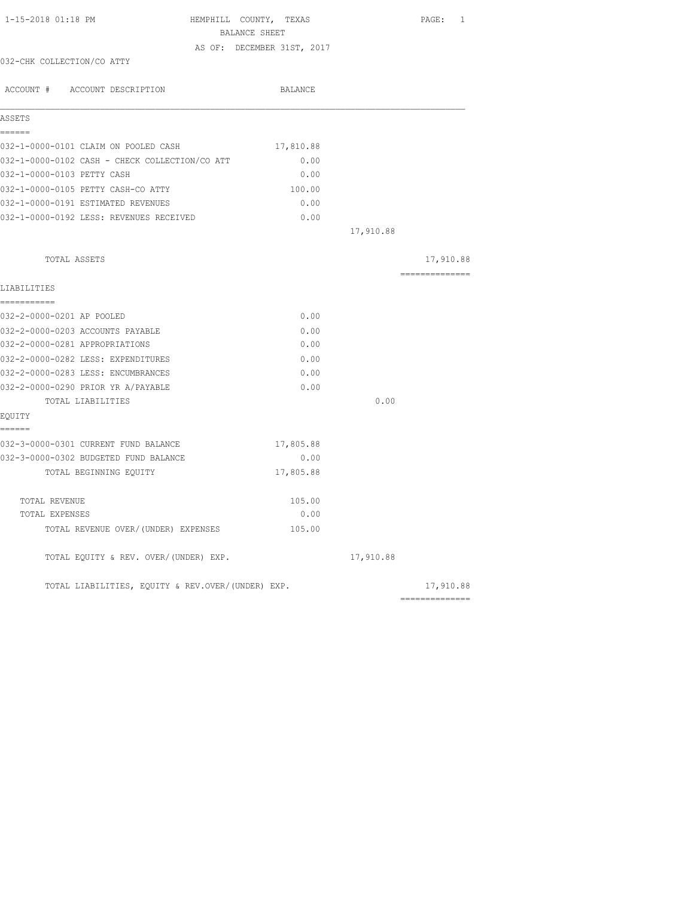1-15-2018 01:18 PM

# HEMPHILL COUNTY, TEXAS

## BALANCE SHEET

AS OF: DECEMBER 31ST, 2017

032-CHK COLLECTION/CO ATTY

| ACCOUNT # ACCOUNT DESCRIPTION | BALANCE | | |
|---|---|---|---|
| **ASSETS** | | | |
| 032-1-0000-0101 CLAIM ON POOLED CASH | 17,810.88 | | |
| 032-1-0000-0102 CASH - CHECK COLLECTION/CO ATT | 0.00 | | |
| 032-1-0000-0103 PETTY CASH | 0.00 | | |
| 032-1-0000-0105 PETTY CASH-CO ATTY | 100.00 | | |
| 032-1-0000-0191 ESTIMATED REVENUES | 0.00 | | |
| 032-1-0000-0192 LESS: REVENUES RECEIVED | 0.00 | | |
| | | 17,910.88 | |
| TOTAL ASSETS | | | 17,910.88 |
| **LIABILITIES** | | | |
| 032-2-0000-0201 AP POOLED | 0.00 | | |
| 032-2-0000-0203 ACCOUNTS PAYABLE | 0.00 | | |
| 032-2-0000-0281 APPROPRIATIONS | 0.00 | | |
| 032-2-0000-0282 LESS: EXPENDITURES | 0.00 | | |
| 032-2-0000-0283 LESS: ENCUMBRANCES | 0.00 | | |
| 032-2-0000-0290 PRIOR YR A/PAYABLE | 0.00 | | |
| TOTAL LIABILITIES | | 0.00 | |
| **EQUITY** | | | |
| 032-3-0000-0301 CURRENT FUND BALANCE | 17,805.88 | | |
| 032-3-0000-0302 BUDGETED FUND BALANCE | 0.00 | | |
| TOTAL BEGINNING EQUITY | 17,805.88 | | |
| TOTAL REVENUE | 105.00 | | |
| TOTAL EXPENSES | 0.00 | | |
| TOTAL REVENUE OVER/(UNDER) EXPENSES | 105.00 | | |
| TOTAL EQUITY & REV. OVER/(UNDER) EXP. | | 17,910.88 | |
| TOTAL LIABILITIES, EQUITY & REV.OVER/(UNDER) EXP. | | | 17,910.88 |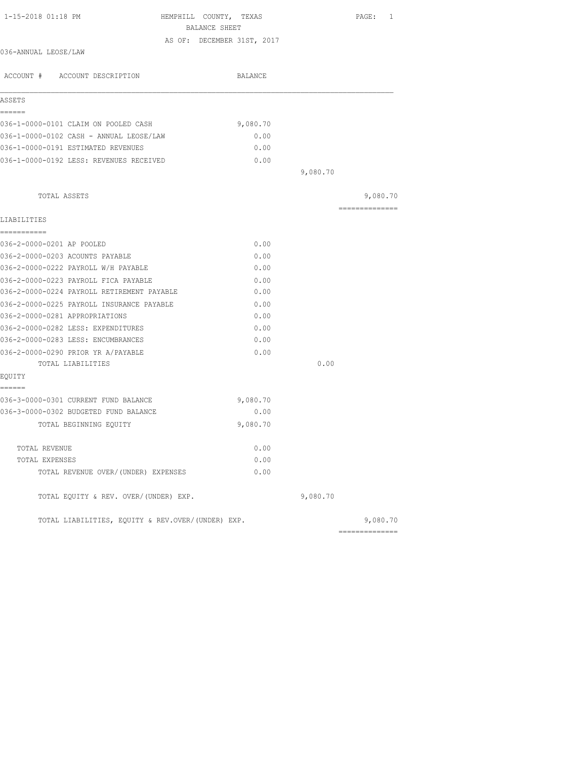1-15-2018 01:18 PM

# HEMPHILL COUNTY, TEXAS
## BALANCE SHEET
### AS OF: DECEMBER 31ST, 2017

036-ANNUAL LEOSE/LAW

| ACCOUNT # ACCOUNT DESCRIPTION | BALANCE | | |
|---|---|---|---|
| **ASSETS** | | | |
| 036-1-0000-0101 CLAIM ON POOLED CASH | 9,080.70 | | |
| 036-1-0000-0102 CASH - ANNUAL LEOSE/LAW | 0.00 | | |
| 036-1-0000-0191 ESTIMATED REVENUES | 0.00 | | |
| 036-1-0000-0192 LESS: REVENUES RECEIVED | 0.00 | | |
| | | 9,080.70 | |
| TOTAL ASSETS | | | 9,080.70 |
| **LIABILITIES** | | | |
| 036-2-0000-0201 AP POOLED | 0.00 | | |
| 036-2-0000-0203 ACOUNTS PAYABLE | 0.00 | | |
| 036-2-0000-0222 PAYROLL W/H PAYABLE | 0.00 | | |
| 036-2-0000-0223 PAYROLL FICA PAYABLE | 0.00 | | |
| 036-2-0000-0224 PAYROLL RETIREMENT PAYABLE | 0.00 | | |
| 036-2-0000-0225 PAYROLL INSURANCE PAYABLE | 0.00 | | |
| 036-2-0000-0281 APPROPRIATIONS | 0.00 | | |
| 036-2-0000-0282 LESS: EXPENDITURES | 0.00 | | |
| 036-2-0000-0283 LESS: ENCUMBRANCES | 0.00 | | |
| 036-2-0000-0290 PRIOR YR A/PAYABLE | 0.00 | | |
| TOTAL LIABILITIES | | 0.00 | |
| **EQUITY** | | | |
| 036-3-0000-0301 CURRENT FUND BALANCE | 9,080.70 | | |
| 036-3-0000-0302 BUDGETED FUND BALANCE | 0.00 | | |
| TOTAL BEGINNING EQUITY | 9,080.70 | | |
| TOTAL REVENUE | 0.00 | | |
| TOTAL EXPENSES | 0.00 | | |
| TOTAL REVENUE OVER/(UNDER) EXPENSES | 0.00 | | |
| TOTAL EQUITY & REV. OVER/(UNDER) EXP. | | 9,080.70 | |
| TOTAL LIABILITIES, EQUITY & REV.OVER/(UNDER) EXP. | | | 9,080.70 |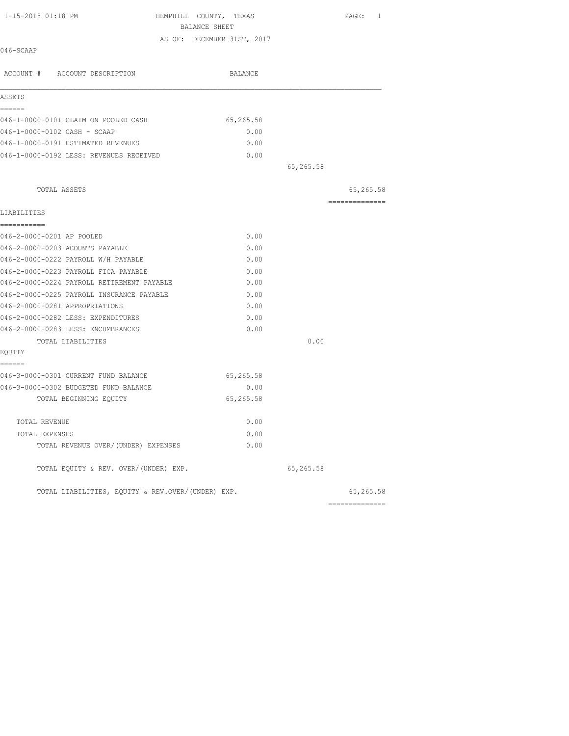HEMPHILL COUNTY, TEXAS

BALANCE SHEET

AS OF: DECEMBER 31ST, 2017

046-SCAAP

| ACCOUNT # ACCOUNT DESCRIPTION | BALANCE | | |
|---|---|---|---|
| **ASSETS** | | | |
| 046-1-0000-0101 CLAIM ON POOLED CASH | 65,265.58 | | |
| 046-1-0000-0102 CASH - SCAAP | 0.00 | | |
| 046-1-0000-0191 ESTIMATED REVENUES | 0.00 | | |
| 046-1-0000-0192 LESS: REVENUES RECEIVED | 0.00 | | |
| | | 65,265.58 | |
| TOTAL ASSETS | | | 65,265.58 |
| **LIABILITIES** | | | |
| 046-2-0000-0201 AP POOLED | 0.00 | | |
| 046-2-0000-0203 ACOUNTS PAYABLE | 0.00 | | |
| 046-2-0000-0222 PAYROLL W/H PAYABLE | 0.00 | | |
| 046-2-0000-0223 PAYROLL FICA PAYABLE | 0.00 | | |
| 046-2-0000-0224 PAYROLL RETIREMENT PAYABLE | 0.00 | | |
| 046-2-0000-0225 PAYROLL INSURANCE PAYABLE | 0.00 | | |
| 046-2-0000-0281 APPROPRIATIONS | 0.00 | | |
| 046-2-0000-0282 LESS: EXPENDITURES | 0.00 | | |
| 046-2-0000-0283 LESS: ENCUMBRANCES | 0.00 | | |
| TOTAL LIABILITIES | | 0.00 | |
| **EQUITY** | | | |
| 046-3-0000-0301 CURRENT FUND BALANCE | 65,265.58 | | |
| 046-3-0000-0302 BUDGETED FUND BALANCE | 0.00 | | |
| TOTAL BEGINNING EQUITY | 65,265.58 | | |
| TOTAL REVENUE | 0.00 | | |
| TOTAL EXPENSES | 0.00 | | |
| TOTAL REVENUE OVER/(UNDER) EXPENSES | 0.00 | | |
| TOTAL EQUITY & REV. OVER/(UNDER) EXP. | | 65,265.58 | |
| TOTAL LIABILITIES, EQUITY & REV.OVER/(UNDER) EXP. | | | 65,265.58 |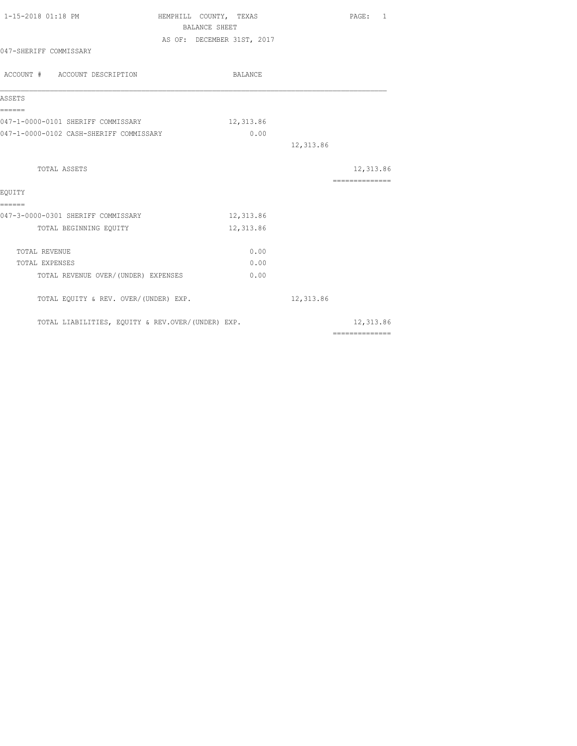HEMPHILL COUNTY, TEXAS
BALANCE SHEET
AS OF: DECEMBER 31ST, 2017

047-SHERIFF COMMISSARY

| ACCOUNT # ACCOUNT DESCRIPTION | BALANCE | | |
|---|---|---|---|
| **ASSETS** | | | |
| 047-1-0000-0101 SHERIFF COMMISSARY | 12,313.86 | | |
| 047-1-0000-0102 CASH-SHERIFF COMMISSARY | 0.00 | | |
| | | 12,313.86 | |
| TOTAL ASSETS | | | 12,313.86 |
| **EQUITY** | | | |
| 047-3-0000-0301 SHERIFF COMMISSARY | 12,313.86 | | |
| TOTAL BEGINNING EQUITY | 12,313.86 | | |
| TOTAL REVENUE | 0.00 | | |
| TOTAL EXPENSES | 0.00 | | |
| TOTAL REVENUE OVER/(UNDER) EXPENSES | 0.00 | | |
| TOTAL EQUITY & REV. OVER/(UNDER) EXP. | | 12,313.86 | |
| TOTAL LIABILITIES, EQUITY & REV.OVER/(UNDER) EXP. | | | 12,313.86 |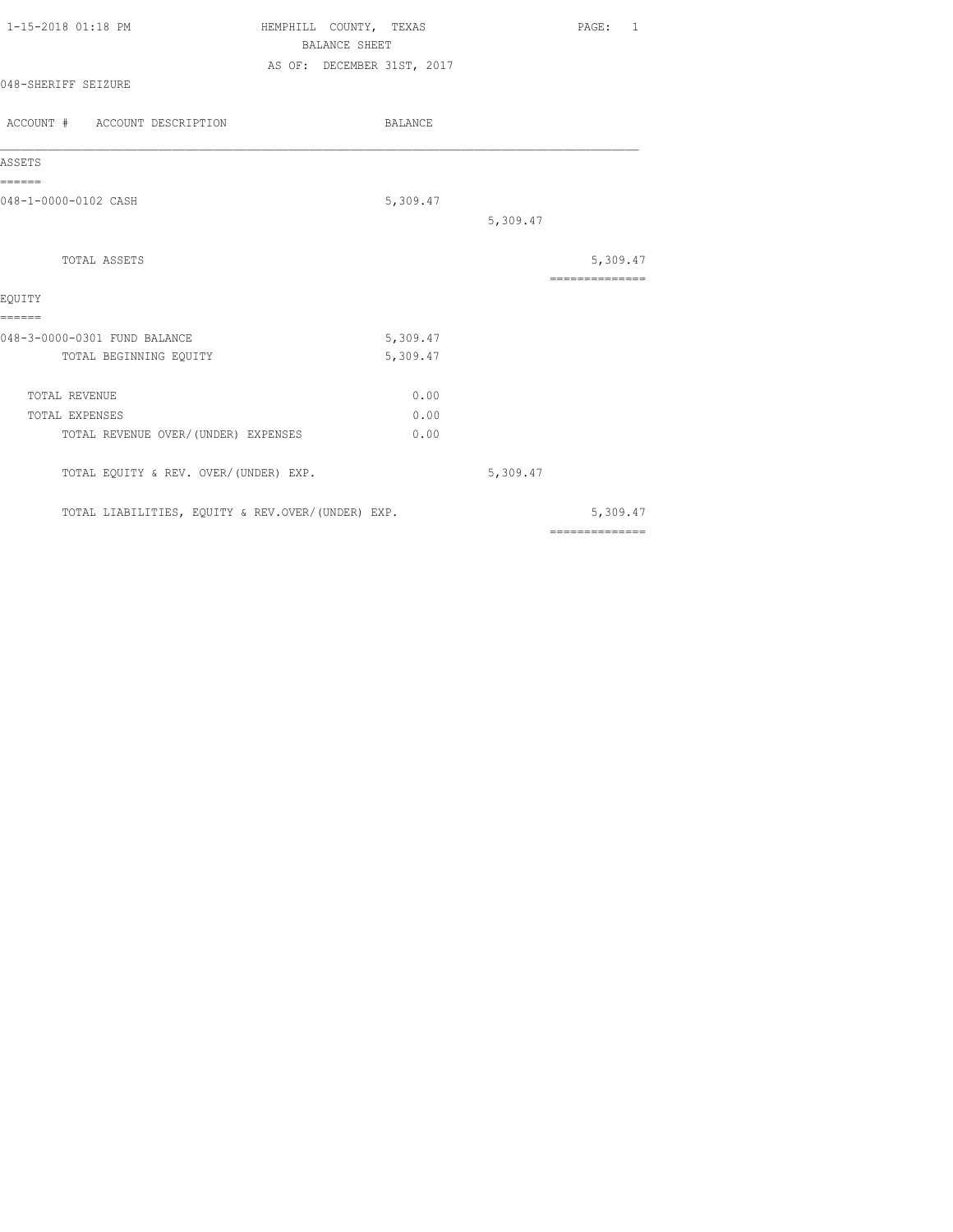1-15-2018 01:18 PM

# HEMPHILL COUNTY, TEXAS

## BALANCE SHEET

AS OF: DECEMBER 31ST, 2017

048-SHERIFF SEIZURE

| ACCOUNT # ACCOUNT DESCRIPTION | BALANCE | | |
|---|---|---|---|
| **ASSETS** | | | |
| 048-1-0000-0102 CASH | 5,309.47 | | |
| | | 5,309.47 | |
| TOTAL ASSETS | | | 5,309.47 |
| **EQUITY** | | | |
| 048-3-0000-0301 FUND BALANCE | 5,309.47 | | |
| TOTAL BEGINNING EQUITY | 5,309.47 | | |
| TOTAL REVENUE | 0.00 | | |
| TOTAL EXPENSES | 0.00 | | |
| TOTAL REVENUE OVER/(UNDER) EXPENSES | 0.00 | | |
| TOTAL EQUITY & REV. OVER/(UNDER) EXP. | | 5,309.47 | |
| TOTAL LIABILITIES, EQUITY & REV.OVER/(UNDER) EXP. | | | 5,309.47 |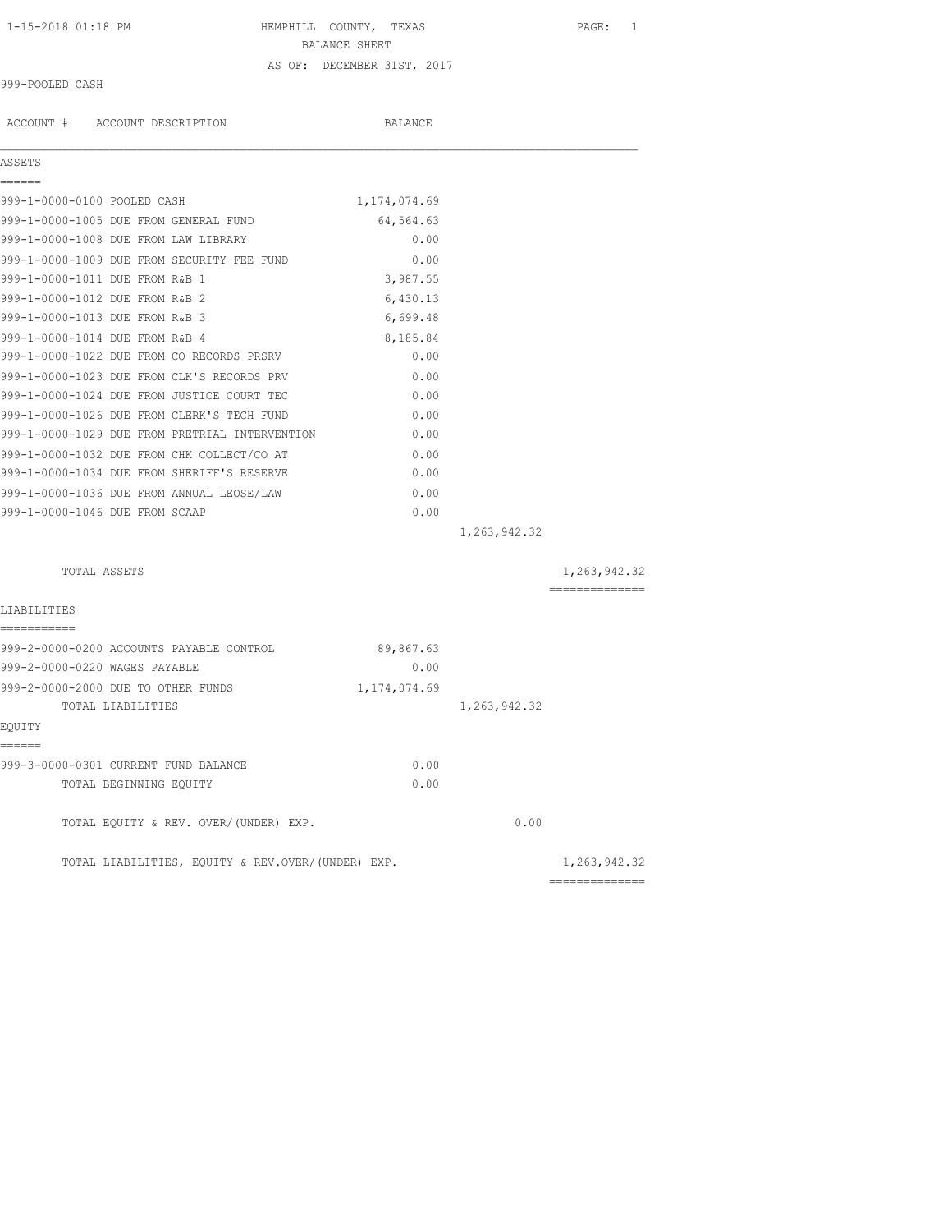1-15-2018 01:18 PM

# HEMPHILL COUNTY, TEXAS

## BALANCE SHEET

AS OF: DECEMBER 31ST, 2017

999-POOLED CASH

| ACCOUNT # ACCOUNT DESCRIPTION | BALANCE | | |
|---|---|---|---|
| **ASSETS** | | | |
| 999-1-0000-0100 POOLED CASH | 1,174,074.69 | | |
| 999-1-0000-1005 DUE FROM GENERAL FUND | 64,564.63 | | |
| 999-1-0000-1008 DUE FROM LAW LIBRARY | 0.00 | | |
| 999-1-0000-1009 DUE FROM SECURITY FEE FUND | 0.00 | | |
| 999-1-0000-1011 DUE FROM R&B 1 | 3,987.55 | | |
| 999-1-0000-1012 DUE FROM R&B 2 | 6,430.13 | | |
| 999-1-0000-1013 DUE FROM R&B 3 | 6,699.48 | | |
| 999-1-0000-1014 DUE FROM R&B 4 | 8,185.84 | | |
| 999-1-0000-1022 DUE FROM CO RECORDS PRSRV | 0.00 | | |
| 999-1-0000-1023 DUE FROM CLK'S RECORDS PRV | 0.00 | | |
| 999-1-0000-1024 DUE FROM JUSTICE COURT TEC | 0.00 | | |
| 999-1-0000-1026 DUE FROM CLERK'S TECH FUND | 0.00 | | |
| 999-1-0000-1029 DUE FROM PRETRIAL INTERVENTION | 0.00 | | |
| 999-1-0000-1032 DUE FROM CHK COLLECT/CO AT | 0.00 | | |
| 999-1-0000-1034 DUE FROM SHERIFF'S RESERVE | 0.00 | | |
| 999-1-0000-1036 DUE FROM ANNUAL LEOSE/LAW | 0.00 | | |
| 999-1-0000-1046 DUE FROM SCAAP | 0.00 | | |
| | | 1,263,942.32 | |
| TOTAL ASSETS | | | 1,263,942.32 |
| **LIABILITIES** | | | |
| 999-2-0000-0200 ACCOUNTS PAYABLE CONTROL | 89,867.63 | | |
| 999-2-0000-0220 WAGES PAYABLE | 0.00 | | |
| 999-2-0000-2000 DUE TO OTHER FUNDS | 1,174,074.69 | | |
| TOTAL LIABILITIES | | 1,263,942.32 | |
| **EQUITY** | | | |
| 999-3-0000-0301 CURRENT FUND BALANCE | 0.00 | | |
| TOTAL BEGINNING EQUITY | 0.00 | | |
| TOTAL EQUITY & REV. OVER/(UNDER) EXP. | | 0.00 | |
| TOTAL LIABILITIES, EQUITY & REV.OVER/(UNDER) EXP. | | | 1,263,942.32 |